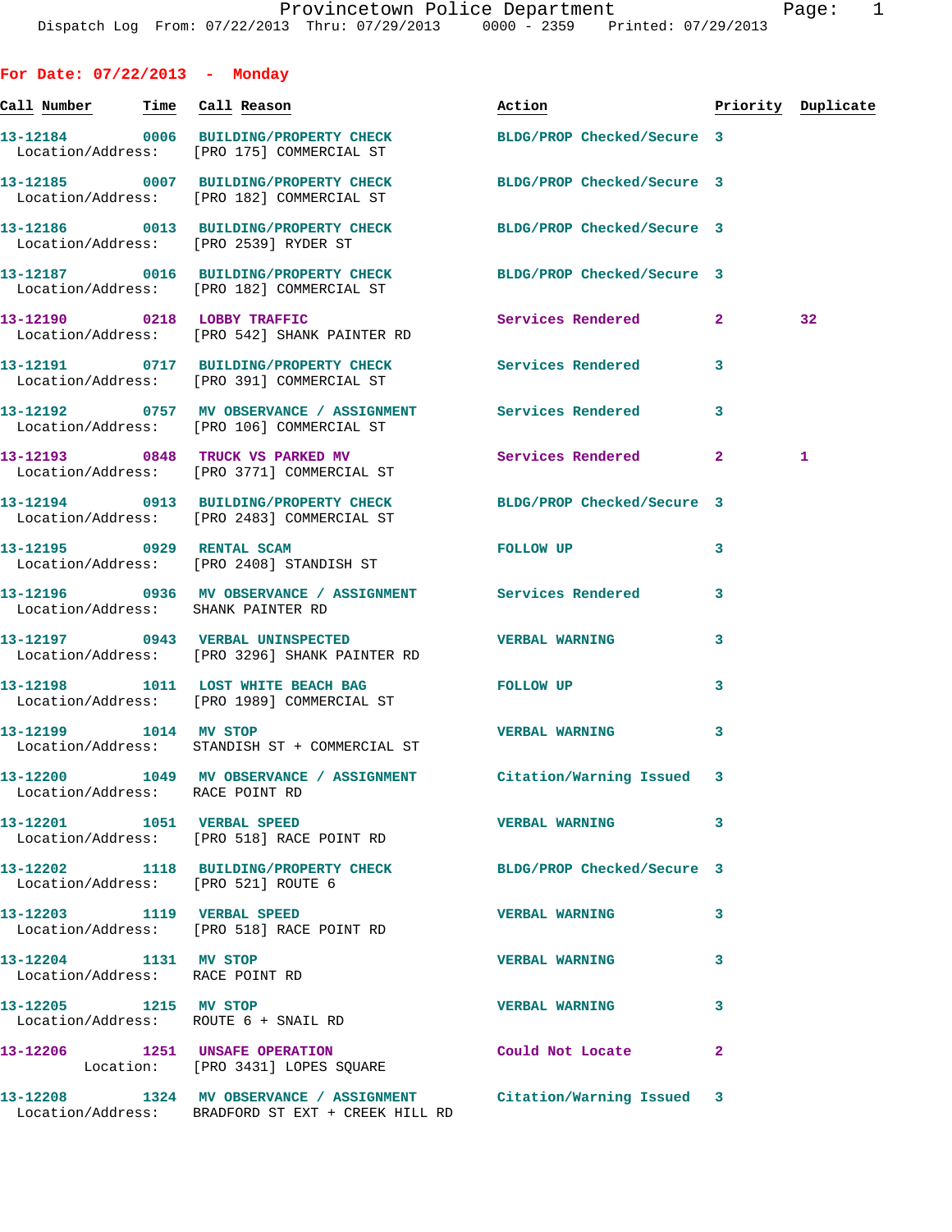# Provincetown Police Department

Dispatch Log From: 07/22/2013 Thru: 07/29/2013 0000 - 2359 Printed: 07/29/2013

## For Date: 07/22/2013 - Monday

| Call Number | Time | Call Reason | Action | Priority | Duplicate |
|---|---|---|---|---|---|
| 13-12184 | 0006 | BUILDING/PROPERTY CHECK | BLDG/PROP Checked/Secure | 3 | |
| Location/Address: | | [PRO 175] COMMERCIAL ST | | | |
| 13-12185 | 0007 | BUILDING/PROPERTY CHECK | BLDG/PROP Checked/Secure | 3 | |
| Location/Address: | | [PRO 182] COMMERCIAL ST | | | |
| 13-12186 | 0013 | BUILDING/PROPERTY CHECK | BLDG/PROP Checked/Secure | 3 | |
| Location/Address: | | [PRO 2539] RYDER ST | | | |
| 13-12187 | 0016 | BUILDING/PROPERTY CHECK | BLDG/PROP Checked/Secure | 3 | |
| Location/Address: | | [PRO 182] COMMERCIAL ST | | | |
| 13-12190 | 0218 | LOBBY TRAFFIC | Services Rendered | 2 | 32 |
| Location/Address: | | [PRO 542] SHANK PAINTER RD | | | |
| 13-12191 | 0717 | BUILDING/PROPERTY CHECK | Services Rendered | 3 | |
| Location/Address: | | [PRO 391] COMMERCIAL ST | | | |
| 13-12192 | 0757 | MV OBSERVANCE / ASSIGNMENT | Services Rendered | 3 | |
| Location/Address: | | [PRO 106] COMMERCIAL ST | | | |
| 13-12193 | 0848 | TRUCK VS PARKED MV | Services Rendered | 2 | 1 |
| Location/Address: | | [PRO 3771] COMMERCIAL ST | | | |
| 13-12194 | 0913 | BUILDING/PROPERTY CHECK | BLDG/PROP Checked/Secure | 3 | |
| Location/Address: | | [PRO 2483] COMMERCIAL ST | | | |
| 13-12195 | 0929 | RENTAL SCAM | FOLLOW UP | 3 | |
| Location/Address: | | [PRO 2408] STANDISH ST | | | |
| 13-12196 | 0936 | MV OBSERVANCE / ASSIGNMENT | Services Rendered | 3 | |
| Location/Address: | | SHANK PAINTER RD | | | |
| 13-12197 | 0943 | VERBAL UNINSPECTED | VERBAL WARNING | 3 | |
| Location/Address: | | [PRO 3296] SHANK PAINTER RD | | | |
| 13-12198 | 1011 | LOST WHITE BEACH BAG | FOLLOW UP | 3 | |
| Location/Address: | | [PRO 1989] COMMERCIAL ST | | | |
| 13-12199 | 1014 | MV STOP | VERBAL WARNING | 3 | |
| Location/Address: | | STANDISH ST + COMMERCIAL ST | | | |
| 13-12200 | 1049 | MV OBSERVANCE / ASSIGNMENT | Citation/Warning Issued | 3 | |
| Location/Address: | | RACE POINT RD | | | |
| 13-12201 | 1051 | VERBAL SPEED | VERBAL WARNING | 3 | |
| Location/Address: | | [PRO 518] RACE POINT RD | | | |
| 13-12202 | 1118 | BUILDING/PROPERTY CHECK | BLDG/PROP Checked/Secure | 3 | |
| Location/Address: | | [PRO 521] ROUTE 6 | | | |
| 13-12203 | 1119 | VERBAL SPEED | VERBAL WARNING | 3 | |
| Location/Address: | | [PRO 518] RACE POINT RD | | | |
| 13-12204 | 1131 | MV STOP | VERBAL WARNING | 3 | |
| Location/Address: | | RACE POINT RD | | | |
| 13-12205 | 1215 | MV STOP | VERBAL WARNING | 3 | |
| Location/Address: | | ROUTE 6 + SNAIL RD | | | |
| 13-12206 | 1251 | UNSAFE OPERATION | Could Not Locate | 2 | |
| Location: | | [PRO 3431] LOPES SQUARE | | | |
| 13-12208 | 1324 | MV OBSERVANCE / ASSIGNMENT | Citation/Warning Issued | 3 | |
| Location/Address: | | BRADFORD ST EXT + CREEK HILL RD | | | |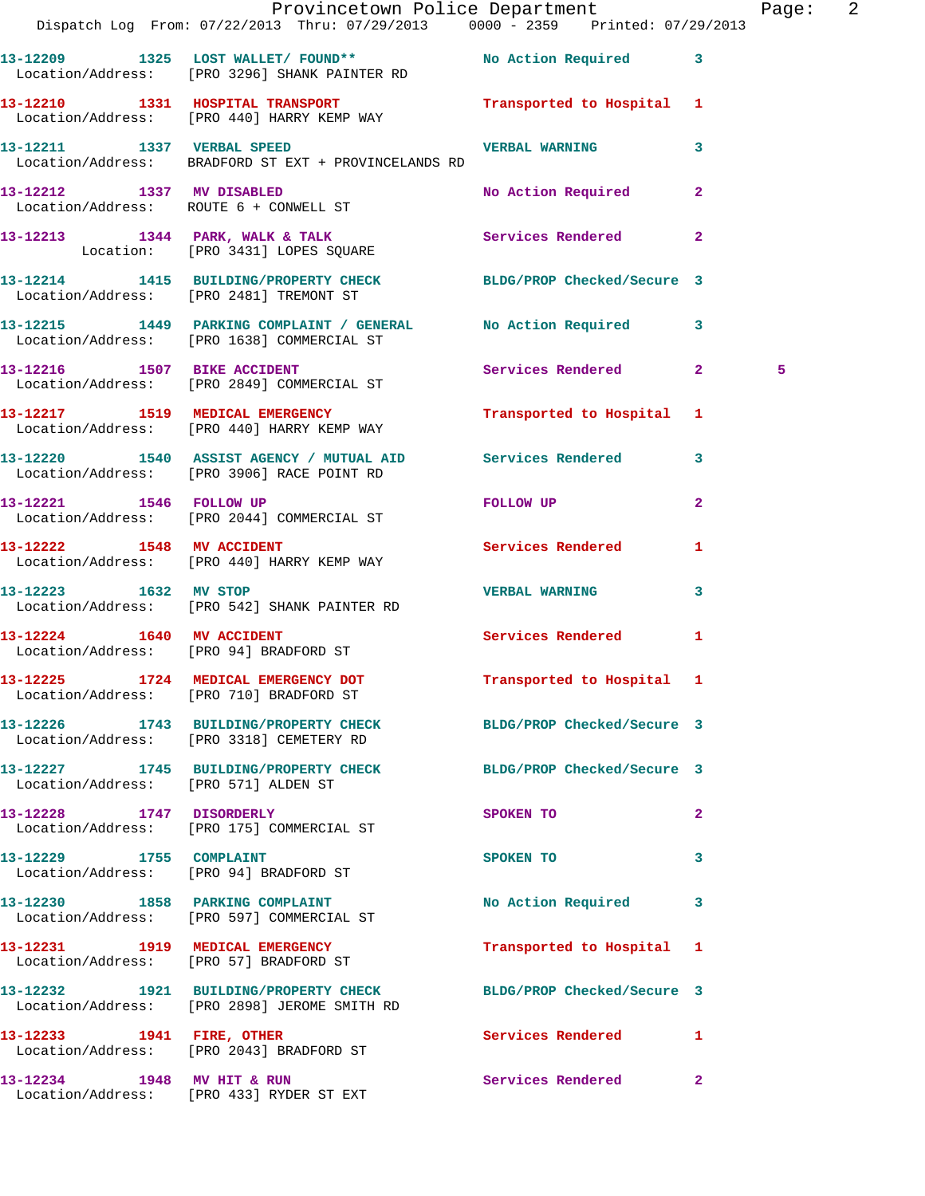13-12209 1325 LOST WALLET/ FOUND** No Action Required 3
Location/Address: [PRO 3296] SHANK PAINTER RD

13-12210 1331 HOSPITAL TRANSPORT Transported to Hospital 1
Location/Address: [PRO 440] HARRY KEMP WAY

13-12211 1337 VERBAL SPEED VERBAL WARNING 3
Location/Address: BRADFORD ST EXT + PROVINCELANDS RD

13-12212 1337 MV DISABLED No Action Required 2
Location/Address: ROUTE 6 + CONWELL ST

13-12213 1344 PARK, WALK & TALK Services Rendered 2
Location: [PRO 3431] LOPES SQUARE

13-12214 1415 BUILDING/PROPERTY CHECK BLDG/PROP Checked/Secure 3
Location/Address: [PRO 2481] TREMONT ST

13-12215 1449 PARKING COMPLAINT / GENERAL No Action Required 3
Location/Address: [PRO 1638] COMMERCIAL ST

13-12216 1507 BIKE ACCIDENT Services Rendered 2 5
Location/Address: [PRO 2849] COMMERCIAL ST

13-12217 1519 MEDICAL EMERGENCY Transported to Hospital 1
Location/Address: [PRO 440] HARRY KEMP WAY

13-12220 1540 ASSIST AGENCY / MUTUAL AID Services Rendered 3
Location/Address: [PRO 3906] RACE POINT RD

13-12221 1546 FOLLOW UP FOLLOW UP 2
Location/Address: [PRO 2044] COMMERCIAL ST

13-12222 1548 MV ACCIDENT Services Rendered 1
Location/Address: [PRO 440] HARRY KEMP WAY

13-12223 1632 MV STOP VERBAL WARNING 3
Location/Address: [PRO 542] SHANK PAINTER RD

13-12224 1640 MV ACCIDENT Services Rendered 1
Location/Address: [PRO 94] BRADFORD ST

13-12225 1724 MEDICAL EMERGENCY DOT Transported to Hospital 1
Location/Address: [PRO 710] BRADFORD ST

13-12226 1743 BUILDING/PROPERTY CHECK BLDG/PROP Checked/Secure 3
Location/Address: [PRO 3318] CEMETERY RD

13-12227 1745 BUILDING/PROPERTY CHECK BLDG/PROP Checked/Secure 3
Location/Address: [PRO 571] ALDEN ST

13-12228 1747 DISORDERLY SPOKEN TO 2
Location/Address: [PRO 175] COMMERCIAL ST

13-12229 1755 COMPLAINT SPOKEN TO 3
Location/Address: [PRO 94] BRADFORD ST

13-12230 1858 PARKING COMPLAINT No Action Required 3
Location/Address: [PRO 597] COMMERCIAL ST

13-12231 1919 MEDICAL EMERGENCY Transported to Hospital 1
Location/Address: [PRO 57] BRADFORD ST

13-12232 1921 BUILDING/PROPERTY CHECK BLDG/PROP Checked/Secure 3
Location/Address: [PRO 2898] JEROME SMITH RD

13-12233 1941 FIRE, OTHER Services Rendered 1
Location/Address: [PRO 2043] BRADFORD ST

13-12234 1948 MV HIT & RUN Services Rendered 2
Location/Address: [PRO 433] RYDER ST EXT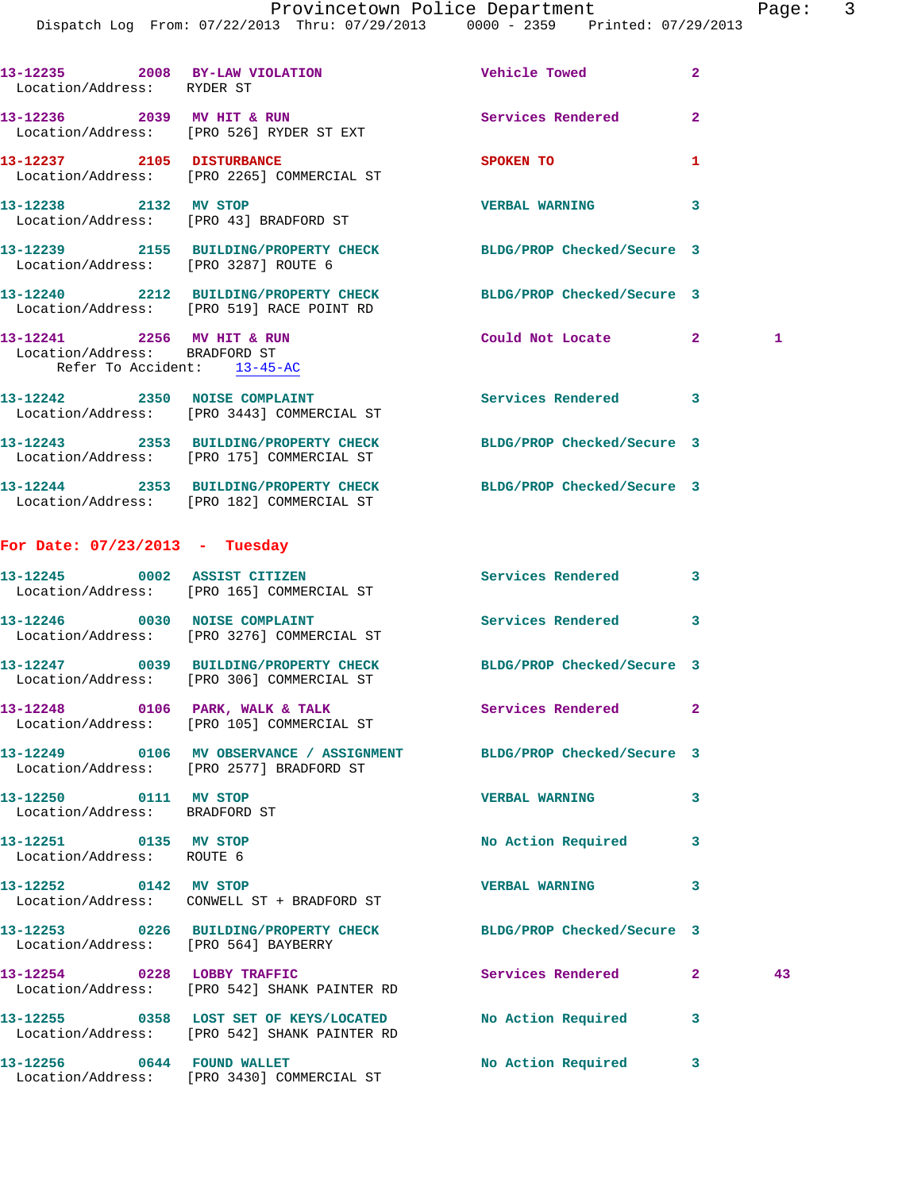13-12235 2008 BY-LAW VIOLATION Vehicle Towed 2
Location/Address: RYDER ST

13-12236 2039 MV HIT & RUN Services Rendered 2
Location/Address: [PRO 526] RYDER ST EXT

13-12237 2105 DISTURBANCE SPOKEN TO 1
Location/Address: [PRO 2265] COMMERCIAL ST

13-12238 2132 MV STOP VERBAL WARNING 3
Location/Address: [PRO 43] BRADFORD ST

13-12239 2155 BUILDING/PROPERTY CHECK BLDG/PROP Checked/Secure 3
Location/Address: [PRO 3287] ROUTE 6

13-12240 2212 BUILDING/PROPERTY CHECK BLDG/PROP Checked/Secure 3
Location/Address: [PRO 519] RACE POINT RD

13-12241 2256 MV HIT & RUN Could Not Locate 2 1
Location/Address: BRADFORD ST
Refer To Accident: 13-45-AC

13-12242 2350 NOISE COMPLAINT Services Rendered 3
Location/Address: [PRO 3443] COMMERCIAL ST

13-12243 2353 BUILDING/PROPERTY CHECK BLDG/PROP Checked/Secure 3
Location/Address: [PRO 175] COMMERCIAL ST

13-12244 2353 BUILDING/PROPERTY CHECK BLDG/PROP Checked/Secure 3
Location/Address: [PRO 182] COMMERCIAL ST

## For Date: 07/23/2013 - Tuesday

13-12245 0002 ASSIST CITIZEN Services Rendered 3
Location/Address: [PRO 165] COMMERCIAL ST

13-12246 0030 NOISE COMPLAINT Services Rendered 3
Location/Address: [PRO 3276] COMMERCIAL ST

13-12247 0039 BUILDING/PROPERTY CHECK BLDG/PROP Checked/Secure 3
Location/Address: [PRO 306] COMMERCIAL ST

13-12248 0106 PARK, WALK & TALK Services Rendered 2
Location/Address: [PRO 105] COMMERCIAL ST

13-12249 0106 MV OBSERVANCE / ASSIGNMENT BLDG/PROP Checked/Secure 3
Location/Address: [PRO 2577] BRADFORD ST

13-12250 0111 MV STOP VERBAL WARNING 3
Location/Address: BRADFORD ST

13-12251 0135 MV STOP No Action Required 3
Location/Address: ROUTE 6

13-12252 0142 MV STOP VERBAL WARNING 3
Location/Address: CONWELL ST + BRADFORD ST

13-12253 0226 BUILDING/PROPERTY CHECK BLDG/PROP Checked/Secure 3
Location/Address: [PRO 564] BAYBERRY

13-12254 0228 LOBBY TRAFFIC Services Rendered 2 43
Location/Address: [PRO 542] SHANK PAINTER RD

13-12255 0358 LOST SET OF KEYS/LOCATED No Action Required 3
Location/Address: [PRO 542] SHANK PAINTER RD

13-12256 0644 FOUND WALLET No Action Required 3
Location/Address: [PRO 3430] COMMERCIAL ST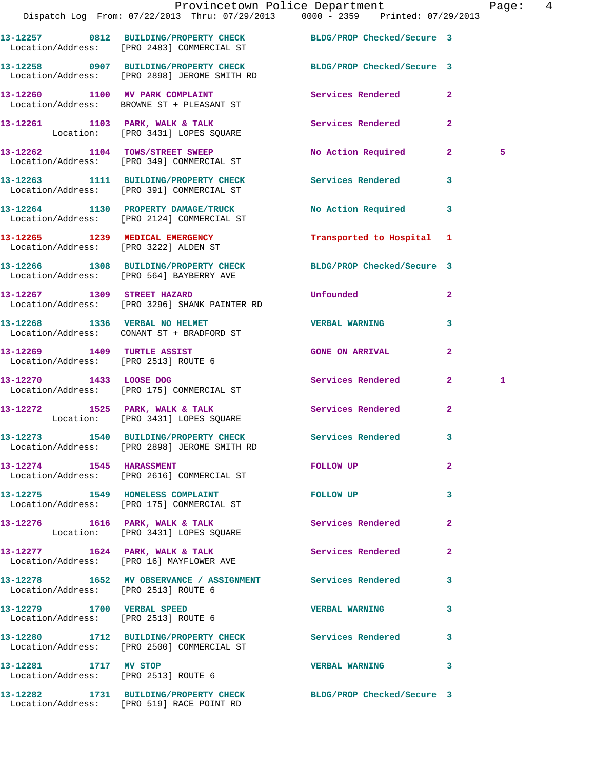| Call No. | Time | Call Reason | Action | Priority | |
|---|---|---|---|---|---|
| 13-12257 | 0812 | BUILDING/PROPERTY CHECK | BLDG/PROP Checked/Secure | 3 | |
| Location/Address: | | [PRO 2483] COMMERCIAL ST | | | |
| 13-12258 | 0907 | BUILDING/PROPERTY CHECK | BLDG/PROP Checked/Secure | 3 | |
| Location/Address: | | [PRO 2898] JEROME SMITH RD | | | |
| 13-12260 | 1100 | MV PARK COMPLAINT | Services Rendered | 2 | |
| Location/Address: | | BROWNE ST + PLEASANT ST | | | |
| 13-12261 | 1103 | PARK, WALK & TALK | Services Rendered | 2 | |
| Location: | | [PRO 3431] LOPES SQUARE | | | |
| 13-12262 | 1104 | TOWS/STREET SWEEP | No Action Required | 2 | 5 |
| Location/Address: | | [PRO 349] COMMERCIAL ST | | | |
| 13-12263 | 1111 | BUILDING/PROPERTY CHECK | Services Rendered | 3 | |
| Location/Address: | | [PRO 391] COMMERCIAL ST | | | |
| 13-12264 | 1130 | PROPERTY DAMAGE/TRUCK | No Action Required | 3 | |
| Location/Address: | | [PRO 2124] COMMERCIAL ST | | | |
| 13-12265 | 1239 | MEDICAL EMERGENCY | Transported to Hospital | 1 | |
| Location/Address: | | [PRO 3222] ALDEN ST | | | |
| 13-12266 | 1308 | BUILDING/PROPERTY CHECK | BLDG/PROP Checked/Secure | 3 | |
| Location/Address: | | [PRO 564] BAYBERRY AVE | | | |
| 13-12267 | 1309 | STREET HAZARD | Unfounded | 2 | |
| Location/Address: | | [PRO 3296] SHANK PAINTER RD | | | |
| 13-12268 | 1336 | VERBAL NO HELMET | VERBAL WARNING | 3 | |
| Location/Address: | | CONANT ST + BRADFORD ST | | | |
| 13-12269 | 1409 | TURTLE ASSIST | GONE ON ARRIVAL | 2 | |
| Location/Address: | | [PRO 2513] ROUTE 6 | | | |
| 13-12270 | 1433 | LOOSE DOG | Services Rendered | 2 | 1 |
| Location/Address: | | [PRO 175] COMMERCIAL ST | | | |
| 13-12272 | 1525 | PARK, WALK & TALK | Services Rendered | 2 | |
| Location: | | [PRO 3431] LOPES SQUARE | | | |
| 13-12273 | 1540 | BUILDING/PROPERTY CHECK | Services Rendered | 3 | |
| Location/Address: | | [PRO 2898] JEROME SMITH RD | | | |
| 13-12274 | 1545 | HARASSMENT | FOLLOW UP | 2 | |
| Location/Address: | | [PRO 2616] COMMERCIAL ST | | | |
| 13-12275 | 1549 | HOMELESS COMPLAINT | FOLLOW UP | 3 | |
| Location/Address: | | [PRO 175] COMMERCIAL ST | | | |
| 13-12276 | 1616 | PARK, WALK & TALK | Services Rendered | 2 | |
| Location: | | [PRO 3431] LOPES SQUARE | | | |
| 13-12277 | 1624 | PARK, WALK & TALK | Services Rendered | 2 | |
| Location/Address: | | [PRO 16] MAYFLOWER AVE | | | |
| 13-12278 | 1652 | MV OBSERVANCE / ASSIGNMENT | Services Rendered | 3 | |
| Location/Address: | | [PRO 2513] ROUTE 6 | | | |
| 13-12279 | 1700 | VERBAL SPEED | VERBAL WARNING | 3 | |
| Location/Address: | | [PRO 2513] ROUTE 6 | | | |
| 13-12280 | 1712 | BUILDING/PROPERTY CHECK | Services Rendered | 3 | |
| Location/Address: | | [PRO 2500] COMMERCIAL ST | | | |
| 13-12281 | 1717 | MV STOP | VERBAL WARNING | 3 | |
| Location/Address: | | [PRO 2513] ROUTE 6 | | | |
| 13-12282 | 1731 | BUILDING/PROPERTY CHECK | BLDG/PROP Checked/Secure | 3 | |
| Location/Address: | | [PRO 519] RACE POINT RD | | | |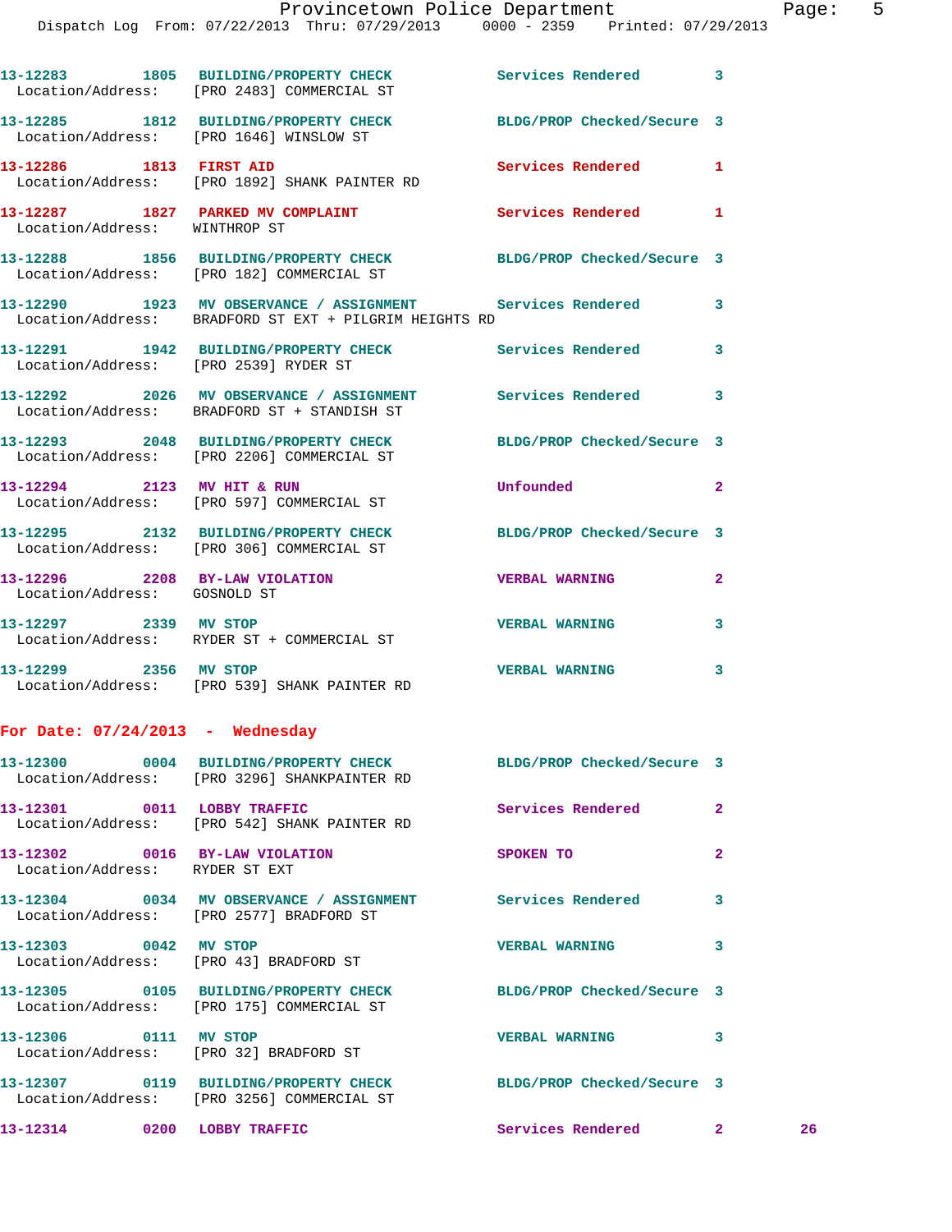13-12283 1805 BUILDING/PROPERTY CHECK Services Rendered 3
Location/Address: [PRO 2483] COMMERCIAL ST

13-12285 1812 BUILDING/PROPERTY CHECK BLDG/PROP Checked/Secure 3
Location/Address: [PRO 1646] WINSLOW ST

13-12286 1813 FIRST AID Services Rendered 1
Location/Address: [PRO 1892] SHANK PAINTER RD

13-12287 1827 PARKED MV COMPLAINT Services Rendered 1
Location/Address: WINTHROP ST

13-12288 1856 BUILDING/PROPERTY CHECK BLDG/PROP Checked/Secure 3
Location/Address: [PRO 182] COMMERCIAL ST

13-12290 1923 MV OBSERVATION / ASSIGNMENT Services Rendered 3
Location/Address: BRADFORD ST EXT + PILGRIM HEIGHTS RD

13-12291 1942 BUILDING/PROPERTY CHECK Services Rendered 3
Location/Address: [PRO 2539] RYDER ST

13-12292 2026 MV OBSERVATION / ASSIGNMENT Services Rendered 3
Location/Address: BRADFORD ST + STANDISH ST

13-12293 2048 BUILDING/PROPERTY CHECK BLDG/PROP Checked/Secure 3
Location/Address: [PRO 2206] COMMERCIAL ST

13-12294 2123 MV HIT & RUN Unfounded 2
Location/Address: [PRO 597] COMMERCIAL ST

13-12295 2132 BUILDING/PROPERTY CHECK BLDG/PROP Checked/Secure 3
Location/Address: [PRO 306] COMMERCIAL ST

13-12296 2208 BY-LAW VIOLATION VERBAL WARNING 2
Location/Address: GOSNOLD ST

13-12297 2339 MV STOP VERBAL WARNING 3
Location/Address: RYDER ST + COMMERCIAL ST

13-12299 2356 MV STOP VERBAL WARNING 3
Location/Address: [PRO 539] SHANK PAINTER RD

**For Date: 07/24/2013 - Wednesday**

13-12300 0004 BUILDING/PROPERTY CHECK BLDG/PROP Checked/Secure 3
Location/Address: [PRO 3296] SHANKPAINTER RD

13-12301 0011 LOBBY TRAFFIC Services Rendered 2
Location/Address: [PRO 542] SHANK PAINTER RD

13-12302 0016 BY-LAW VIOLATION SPOKEN TO 2
Location/Address: RYDER ST EXT

13-12304 0034 MV OBSERVATION / ASSIGNMENT Services Rendered 3
Location/Address: [PRO 2577] BRADFORD ST

13-12303 0042 MV STOP VERBAL WARNING 3
Location/Address: [PRO 43] BRADFORD ST

13-12305 0105 BUILDING/PROPERTY CHECK BLDG/PROP Checked/Secure 3
Location/Address: [PRO 175] COMMERCIAL ST

13-12306 0111 MV STOP VERBAL WARNING 3
Location/Address: [PRO 32] BRADFORD ST

13-12307 0119 BUILDING/PROPERTY CHECK BLDG/PROP Checked/Secure 3
Location/Address: [PRO 3256] COMMERCIAL ST

13-12314 0200 LOBBY TRAFFIC Services Rendered 2 26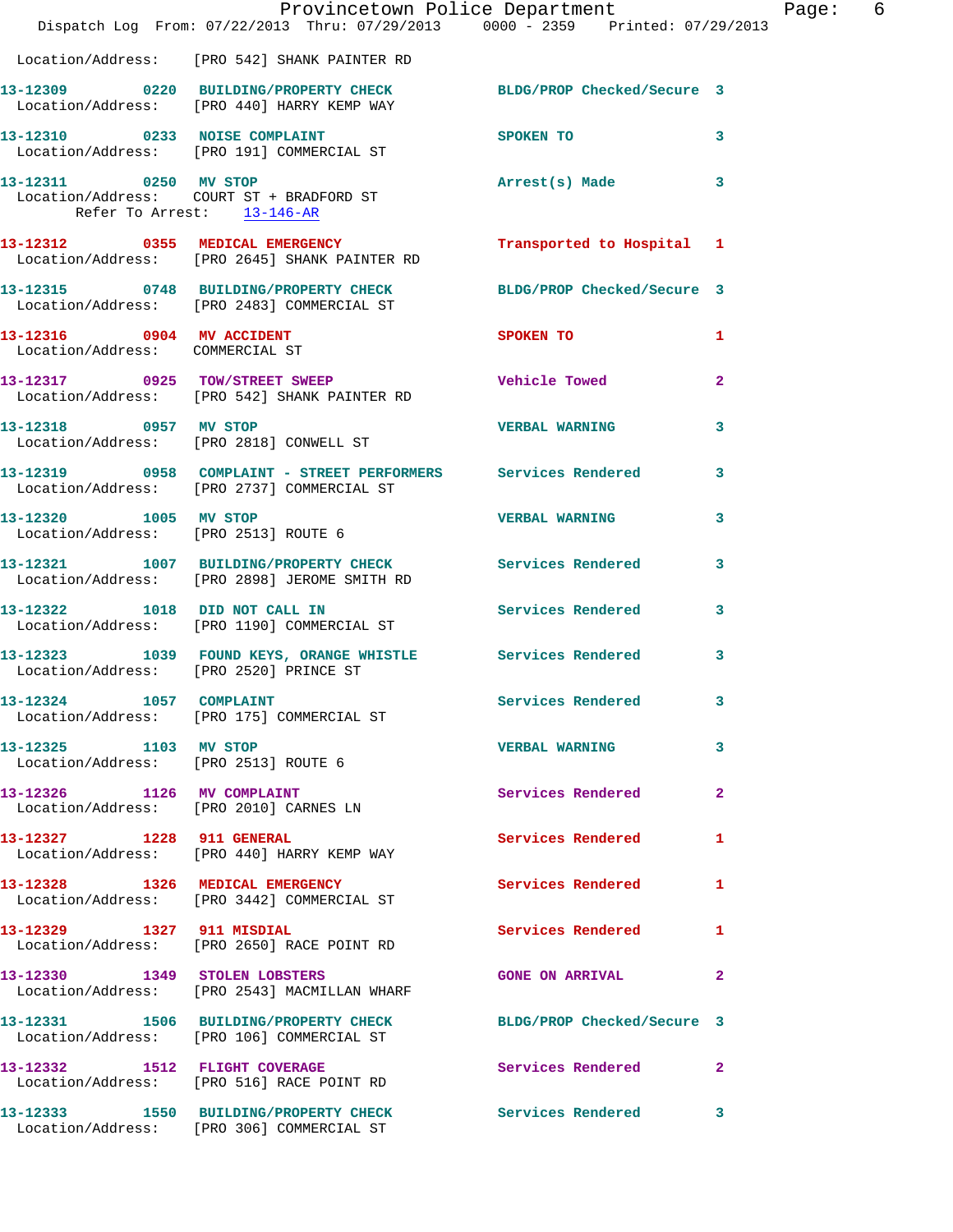Location/Address: [PRO 542] SHANK PAINTER RD

**13-12309 0220 BUILDING/PROPERTY CHECK** BLDG/PROP Checked/Secure 3
Location/Address: [PRO 440] HARRY KEMP WAY

**13-12310 0233 NOISE COMPLAINT** SPOKEN TO 3
Location/Address: [PRO 191] COMMERCIAL ST

**13-12311 0250 MV STOP** Arrest(s) Made 3
Location/Address: COURT ST + BRADFORD ST
Refer To Arrest: 13-146-AR

**13-12312 0355 MEDICAL EMERGENCY** Transported to Hospital 1
Location/Address: [PRO 2645] SHANK PAINTER RD

**13-12315 0748 BUILDING/PROPERTY CHECK** BLDG/PROP Checked/Secure 3
Location/Address: [PRO 2483] COMMERCIAL ST

**13-12316 0904 MV ACCIDENT** SPOKEN TO 1
Location/Address: COMMERCIAL ST

**13-12317 0925 TOW/STREET SWEEP** Vehicle Towed 2
Location/Address: [PRO 542] SHANK PAINTER RD

**13-12318 0957 MV STOP** VERBAL WARNING 3
Location/Address: [PRO 2818] CONWELL ST

**13-12319 0958 COMPLAINT - STREET PERFORMERS** Services Rendered 3
Location/Address: [PRO 2737] COMMERCIAL ST

**13-12320 1005 MV STOP** VERBAL WARNING 3
Location/Address: [PRO 2513] ROUTE 6

**13-12321 1007 BUILDING/PROPERTY CHECK** Services Rendered 3
Location/Address: [PRO 2898] JEROME SMITH RD

**13-12322 1018 DID NOT CALL IN** Services Rendered 3
Location/Address: [PRO 1190] COMMERCIAL ST

**13-12323 1039 FOUND KEYS, ORANGE WHISTLE** Services Rendered 3
Location/Address: [PRO 2520] PRINCE ST

**13-12324 1057 COMPLAINT** Services Rendered 3
Location/Address: [PRO 175] COMMERCIAL ST

**13-12325 1103 MV STOP** VERBAL WARNING 3
Location/Address: [PRO 2513] ROUTE 6

**13-12326 1126 MV COMPLAINT** Services Rendered 2
Location/Address: [PRO 2010] CARNES LN

**13-12327 1228 911 GENERAL** Services Rendered 1
Location/Address: [PRO 440] HARRY KEMP WAY

**13-12328 1326 MEDICAL EMERGENCY** Services Rendered 1
Location/Address: [PRO 3442] COMMERCIAL ST

**13-12329 1327 911 MISDIAL** Services Rendered 1
Location/Address: [PRO 2650] RACE POINT RD

**13-12330 1349 STOLEN LOBSTERS** GONE ON ARRIVAL 2
Location/Address: [PRO 2543] MACMILLAN WHARF

**13-12331 1506 BUILDING/PROPERTY CHECK** BLDG/PROP Checked/Secure 3
Location/Address: [PRO 106] COMMERCIAL ST

**13-12332 1512 FLIGHT COVERAGE** Services Rendered 2
Location/Address: [PRO 516] RACE POINT RD

**13-12333 1550 BUILDING/PROPERTY CHECK** Services Rendered 3
Location/Address: [PRO 306] COMMERCIAL ST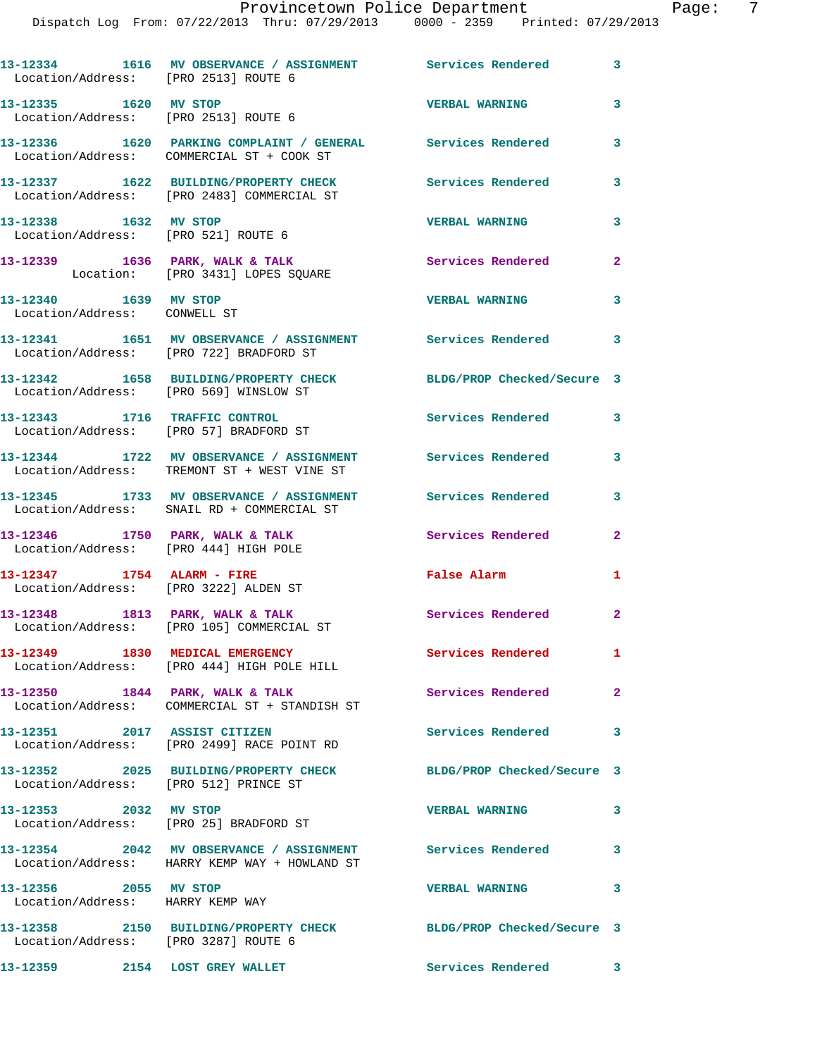13-12334 1616 MV OBSERVANCE / ASSIGNMENT Services Rendered 3
Location/Address: [PRO 2513] ROUTE 6

13-12335 1620 MV STOP VERBAL WARNING 3
Location/Address: [PRO 2513] ROUTE 6

13-12336 1620 PARKING COMPLAINT / GENERAL Services Rendered 3
Location/Address: COMMERCIAL ST + COOK ST

13-12337 1622 BUILDING/PROPERTY CHECK Services Rendered 3
Location/Address: [PRO 2483] COMMERCIAL ST

13-12338 1632 MV STOP VERBAL WARNING 3
Location/Address: [PRO 521] ROUTE 6

13-12339 1636 PARK, WALK & TALK Services Rendered 2
Location: [PRO 3431] LOPES SQUARE

13-12340 1639 MV STOP VERBAL WARNING 3
Location/Address: CONWELL ST

13-12341 1651 MV OBSERVANCE / ASSIGNMENT Services Rendered 3
Location/Address: [PRO 722] BRADFORD ST

13-12342 1658 BUILDING/PROPERTY CHECK BLDG/PROP Checked/Secure 3
Location/Address: [PRO 569] WINSLOW ST

13-12343 1716 TRAFFIC CONTROL Services Rendered 3
Location/Address: [PRO 57] BRADFORD ST

13-12344 1722 MV OBSERVANCE / ASSIGNMENT Services Rendered 3
Location/Address: TREMONT ST + WEST VINE ST

13-12345 1733 MV OBSERVANCE / ASSIGNMENT Services Rendered 3
Location/Address: SNAIL RD + COMMERCIAL ST

13-12346 1750 PARK, WALK & TALK Services Rendered 2
Location/Address: [PRO 444] HIGH POLE

13-12347 1754 ALARM - FIRE False Alarm 1
Location/Address: [PRO 3222] ALDEN ST

13-12348 1813 PARK, WALK & TALK Services Rendered 2
Location/Address: [PRO 105] COMMERCIAL ST

13-12349 1830 MEDICAL EMERGENCY Services Rendered 1
Location/Address: [PRO 444] HIGH POLE HILL

13-12350 1844 PARK, WALK & TALK Services Rendered 2
Location/Address: COMMERCIAL ST + STANDISH ST

13-12351 2017 ASSIST CITIZEN Services Rendered 3
Location/Address: [PRO 2499] RACE POINT RD

13-12352 2025 BUILDING/PROPERTY CHECK BLDG/PROP Checked/Secure 3
Location/Address: [PRO 512] PRINCE ST

13-12353 2032 MV STOP VERBAL WARNING 3
Location/Address: [PRO 25] BRADFORD ST

13-12354 2042 MV OBSERVANCE / ASSIGNMENT Services Rendered 3
Location/Address: HARRY KEMP WAY + HOWLAND ST

13-12356 2055 MV STOP VERBAL WARNING 3
Location/Address: HARRY KEMP WAY

13-12358 2150 BUILDING/PROPERTY CHECK BLDG/PROP Checked/Secure 3
Location/Address: [PRO 3287] ROUTE 6

13-12359 2154 LOST GREY WALLET Services Rendered 3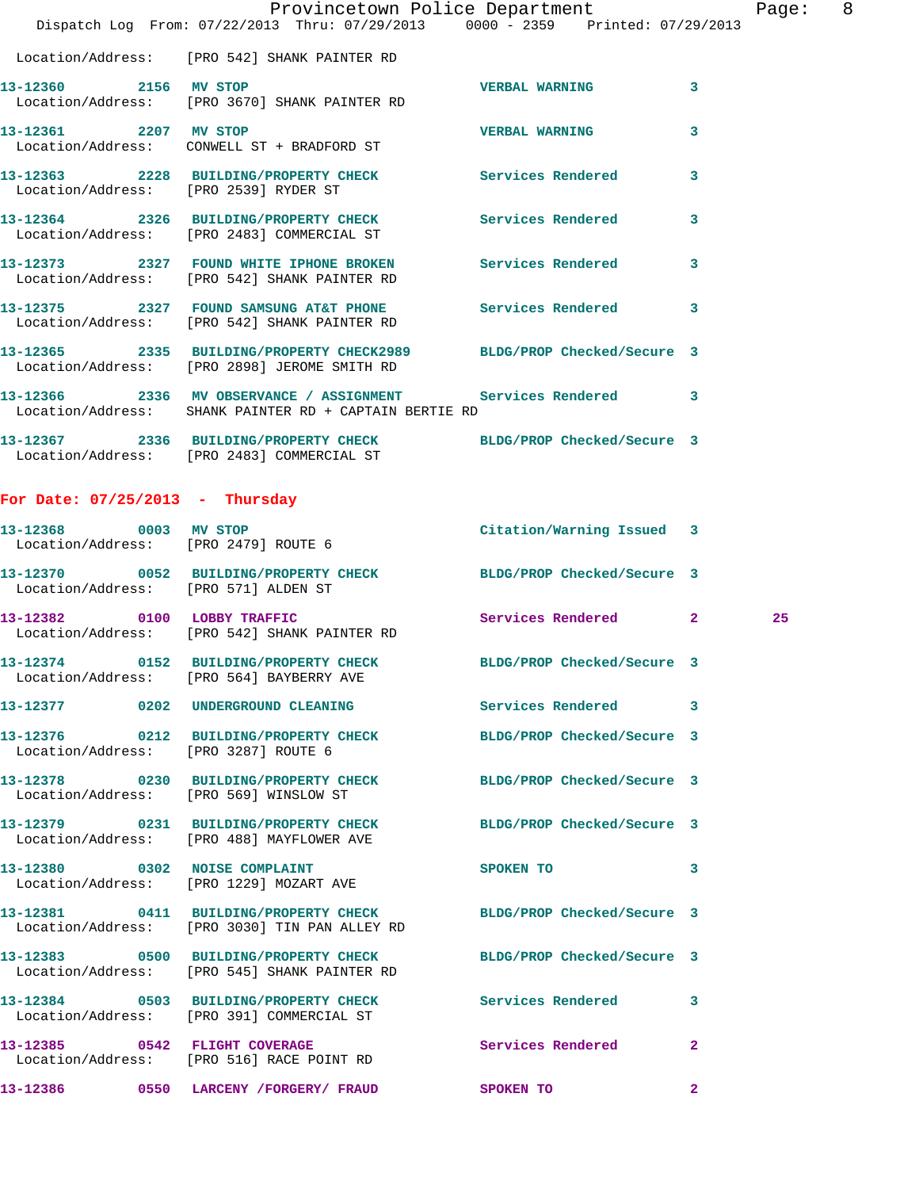Location/Address: [PRO 542] SHANK PAINTER RD

13-12360 2156 MV STOP VERBAL WARNING 3
Location/Address: [PRO 3670] SHANK PAINTER RD

13-12361 2207 MV STOP VERBAL WARNING 3
Location/Address: CONWELL ST + BRADFORD ST

13-12363 2228 BUILDING/PROPERTY CHECK Services Rendered 3
Location/Address: [PRO 2539] RYDER ST

13-12364 2326 BUILDING/PROPERTY CHECK Services Rendered 3
Location/Address: [PRO 2483] COMMERCIAL ST

13-12373 2327 FOUND WHITE IPHONE BROKEN Services Rendered 3
Location/Address: [PRO 542] SHANK PAINTER RD

13-12375 2327 FOUND SAMSUNG AT&T PHONE Services Rendered 3
Location/Address: [PRO 542] SHANK PAINTER RD

13-12365 2335 BUILDING/PROPERTY CHECK2989 BLDG/PROP Checked/Secure 3
Location/Address: [PRO 2898] JEROME SMITH RD

13-12366 2336 MV OBSERVANCE / ASSIGNMENT Services Rendered 3
Location/Address: SHANK PAINTER RD + CAPTAIN BERTIE RD

13-12367 2336 BUILDING/PROPERTY CHECK BLDG/PROP Checked/Secure 3
Location/Address: [PRO 2483] COMMERCIAL ST

## For Date: 07/25/2013 - Thursday

13-12368 0003 MV STOP Citation/Warning Issued 3
Location/Address: [PRO 2479] ROUTE 6

13-12370 0052 BUILDING/PROPERTY CHECK BLDG/PROP Checked/Secure 3
Location/Address: [PRO 571] ALDEN ST

13-12382 0100 LOBBY TRAFFIC Services Rendered 2 25
Location/Address: [PRO 542] SHANK PAINTER RD

13-12374 0152 BUILDING/PROPERTY CHECK BLDG/PROP Checked/Secure 3
Location/Address: [PRO 564] BAYBERRY AVE

13-12377 0202 UNDERGROUND CLEANING Services Rendered 3

13-12376 0212 BUILDING/PROPERTY CHECK BLDG/PROP Checked/Secure 3
Location/Address: [PRO 3287] ROUTE 6

13-12378 0230 BUILDING/PROPERTY CHECK BLDG/PROP Checked/Secure 3
Location/Address: [PRO 569] WINSLOW ST

13-12379 0231 BUILDING/PROPERTY CHECK BLDG/PROP Checked/Secure 3
Location/Address: [PRO 488] MAYFLOWER AVE

13-12380 0302 NOISE COMPLAINT SPOKEN TO 3
Location/Address: [PRO 1229] MOZART AVE

13-12381 0411 BUILDING/PROPERTY CHECK BLDG/PROP Checked/Secure 3
Location/Address: [PRO 3030] TIN PAN ALLEY RD

13-12383 0500 BUILDING/PROPERTY CHECK BLDG/PROP Checked/Secure 3
Location/Address: [PRO 545] SHANK PAINTER RD

13-12384 0503 BUILDING/PROPERTY CHECK Services Rendered 3
Location/Address: [PRO 391] COMMERCIAL ST

13-12385 0542 FLIGHT COVERAGE Services Rendered 2
Location/Address: [PRO 516] RACE POINT RD

13-12386 0550 LARCENY /FORGERY/ FRAUD SPOKEN TO 2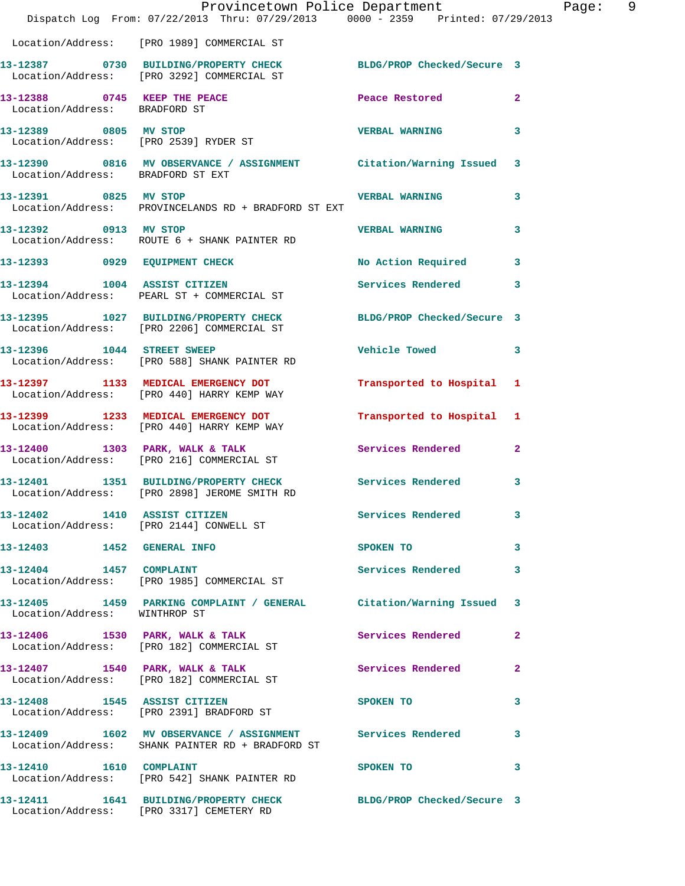Location/Address: [PRO 1989] COMMERCIAL ST

13-12387 0730 BUILDING/PROPERTY CHECK BLDG/PROP Checked/Secure 3
Location/Address: [PRO 3292] COMMERCIAL ST

13-12388 0745 KEEP THE PEACE Peace Restored 2
Location/Address: BRADFORD ST

13-12389 0805 MV STOP VERBAL WARNING 3
Location/Address: [PRO 2539] RYDER ST

13-12390 0816 MV OBSERVANCE / ASSIGNMENT Citation/Warning Issued 3
Location/Address: BRADFORD ST EXT

13-12391 0825 MV STOP VERBAL WARNING 3
Location/Address: PROVINCELANDS RD + BRADFORD ST EXT

13-12392 0913 MV STOP VERBAL WARNING 3
Location/Address: ROUTE 6 + SHANK PAINTER RD

13-12393 0929 EQUIPMENT CHECK No Action Required 3

13-12394 1004 ASSIST CITIZEN Services Rendered 3
Location/Address: PEARL ST + COMMERCIAL ST

13-12395 1027 BUILDING/PROPERTY CHECK BLDG/PROP Checked/Secure 3
Location/Address: [PRO 2206] COMMERCIAL ST

13-12396 1044 STREET SWEEP Vehicle Towed 3
Location/Address: [PRO 588] SHANK PAINTER RD

13-12397 1133 MEDICAL EMERGENCY DOT Transported to Hospital 1
Location/Address: [PRO 440] HARRY KEMP WAY

13-12399 1233 MEDICAL EMERGENCY DOT Transported to Hospital 1
Location/Address: [PRO 440] HARRY KEMP WAY

13-12400 1303 PARK, WALK & TALK Services Rendered 2
Location/Address: [PRO 216] COMMERCIAL ST

13-12401 1351 BUILDING/PROPERTY CHECK Services Rendered 3
Location/Address: [PRO 2898] JEROME SMITH RD

13-12402 1410 ASSIST CITIZEN Services Rendered 3
Location/Address: [PRO 2144] CONWELL ST

13-12403 1452 GENERAL INFO SPOKEN TO 3

13-12404 1457 COMPLAINT Services Rendered 3
Location/Address: [PRO 1985] COMMERCIAL ST

13-12405 1459 PARKING COMPLAINT / GENERAL Citation/Warning Issued 3
Location/Address: WINTHROP ST

13-12406 1530 PARK, WALK & TALK Services Rendered 2
Location/Address: [PRO 182] COMMERCIAL ST

13-12407 1540 PARK, WALK & TALK Services Rendered 2
Location/Address: [PRO 182] COMMERCIAL ST

13-12408 1545 ASSIST CITIZEN SPOKEN TO 3
Location/Address: [PRO 2391] BRADFORD ST

13-12409 1602 MV OBSERVANCE / ASSIGNMENT Services Rendered 3
Location/Address: SHANK PAINTER RD + BRADFORD ST

13-12410 1610 COMPLAINT SPOKEN TO 3
Location/Address: [PRO 542] SHANK PAINTER RD

13-12411 1641 BUILDING/PROPERTY CHECK BLDG/PROP Checked/Secure 3
Location/Address: [PRO 3317] CEMETERY RD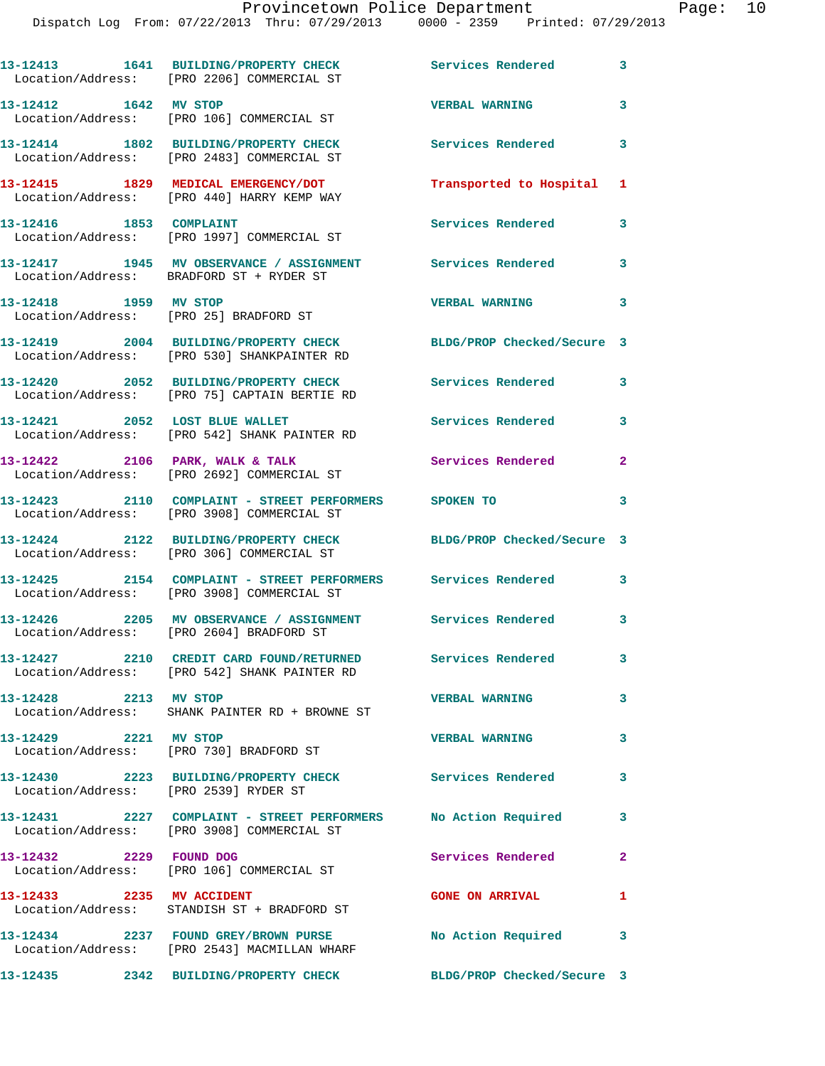13-12413 1641 BUILDING/PROPERTY CHECK Services Rendered 3
Location/Address: [PRO 2206] COMMERCIAL ST

13-12412 1642 MV STOP VERBAL WARNING 3
Location/Address: [PRO 106] COMMERCIAL ST

13-12414 1802 BUILDING/PROPERTY CHECK Services Rendered 3
Location/Address: [PRO 2483] COMMERCIAL ST

13-12415 1829 MEDICAL EMERGENCY/DOT Transported to Hospital 1
Location/Address: [PRO 440] HARRY KEMP WAY

13-12416 1853 COMPLAINT Services Rendered 3
Location/Address: [PRO 1997] COMMERCIAL ST

13-12417 1945 MV OBSERVANCE / ASSIGNMENT Services Rendered 3
Location/Address: BRADFORD ST + RYDER ST

13-12418 1959 MV STOP VERBAL WARNING 3
Location/Address: [PRO 25] BRADFORD ST

13-12419 2004 BUILDING/PROPERTY CHECK BLDG/PROP Checked/Secure 3
Location/Address: [PRO 530] SHANKPAINTER RD

13-12420 2052 BUILDING/PROPERTY CHECK Services Rendered 3
Location/Address: [PRO 75] CAPTAIN BERTIE RD

13-12421 2052 LOST BLUE WALLET Services Rendered 3
Location/Address: [PRO 542] SHANK PAINTER RD

13-12422 2106 PARK, WALK & TALK Services Rendered 2
Location/Address: [PRO 2692] COMMERCIAL ST

13-12423 2110 COMPLAINT - STREET PERFORMERS SPOKEN TO 3
Location/Address: [PRO 3908] COMMERCIAL ST

13-12424 2122 BUILDING/PROPERTY CHECK BLDG/PROP Checked/Secure 3
Location/Address: [PRO 306] COMMERCIAL ST

13-12425 2154 COMPLAINT - STREET PERFORMERS Services Rendered 3
Location/Address: [PRO 3908] COMMERCIAL ST

13-12426 2205 MV OBSERVANCE / ASSIGNMENT Services Rendered 3
Location/Address: [PRO 2604] BRADFORD ST

13-12427 2210 CREDIT CARD FOUND/RETURNED Services Rendered 3
Location/Address: [PRO 542] SHANK PAINTER RD

13-12428 2213 MV STOP VERBAL WARNING 3
Location/Address: SHANK PAINTER RD + BROWNE ST

13-12429 2221 MV STOP VERBAL WARNING 3
Location/Address: [PRO 730] BRADFORD ST

13-12430 2223 BUILDING/PROPERTY CHECK Services Rendered 3
Location/Address: [PRO 2539] RYDER ST

13-12431 2227 COMPLAINT - STREET PERFORMERS No Action Required 3
Location/Address: [PRO 3908] COMMERCIAL ST

13-12432 2229 FOUND DOG Services Rendered 2
Location/Address: [PRO 106] COMMERCIAL ST

13-12433 2235 MV ACCIDENT GONE ON ARRIVAL 1
Location/Address: STANDISH ST + BRADFORD ST

13-12434 2237 FOUND GREY/BROWN PURSE No Action Required 3
Location/Address: [PRO 2543] MACMILLAN WHARF

13-12435 2342 BUILDING/PROPERTY CHECK BLDG/PROP Checked/Secure 3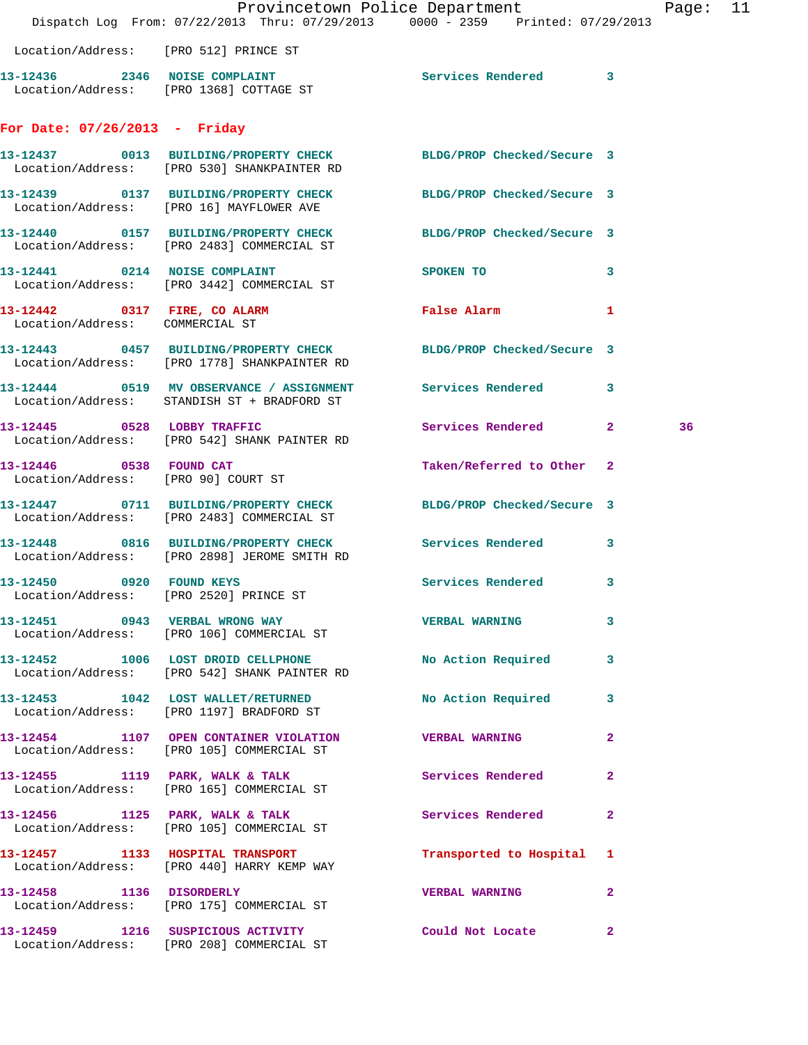Location/Address: [PRO 512] PRINCE ST

13-12436 2346 NOISE COMPLAINT Services Rendered 3
Location/Address: [PRO 1368] COTTAGE ST

**For Date: 07/26/2013 - Friday**

13-12437 0013 BUILDING/PROPERTY CHECK BLDG/PROP Checked/Secure 3
Location/Address: [PRO 530] SHANKPAINTER RD

13-12439 0137 BUILDING/PROPERTY CHECK BLDG/PROP Checked/Secure 3
Location/Address: [PRO 16] MAYFLOWER AVE

13-12440 0157 BUILDING/PROPERTY CHECK BLDG/PROP Checked/Secure 3
Location/Address: [PRO 2483] COMMERCIAL ST

13-12441 0214 NOISE COMPLAINT SPOKEN TO 3
Location/Address: [PRO 3442] COMMERCIAL ST

13-12442 0317 FIRE, CO ALARM False Alarm 1
Location/Address: COMMERCIAL ST

13-12443 0457 BUILDING/PROPERTY CHECK BLDG/PROP Checked/Secure 3
Location/Address: [PRO 1778] SHANKPAINTER RD

13-12444 0519 MV OBSERVANCE / ASSIGNMENT Services Rendered 3
Location/Address: STANDISH ST + BRADFORD ST

13-12445 0528 LOBBY TRAFFIC Services Rendered 2 36
Location/Address: [PRO 542] SHANK PAINTER RD

13-12446 0538 FOUND CAT Taken/Referred to Other 2
Location/Address: [PRO 90] COURT ST

13-12447 0711 BUILDING/PROPERTY CHECK BLDG/PROP Checked/Secure 3
Location/Address: [PRO 2483] COMMERCIAL ST

13-12448 0816 BUILDING/PROPERTY CHECK Services Rendered 3
Location/Address: [PRO 2898] JEROME SMITH RD

13-12450 0920 FOUND KEYS Services Rendered 3
Location/Address: [PRO 2520] PRINCE ST

13-12451 0943 VERBAL WRONG WAY VERBAL WARNING 3
Location/Address: [PRO 106] COMMERCIAL ST

13-12452 1006 LOST DROID CELLPHONE No Action Required 3
Location/Address: [PRO 542] SHANK PAINTER RD

13-12453 1042 LOST WALLET/RETURNED No Action Required 3
Location/Address: [PRO 1197] BRADFORD ST

13-12454 1107 OPEN CONTAINER VIOLATION VERBAL WARNING 2
Location/Address: [PRO 105] COMMERCIAL ST

13-12455 1119 PARK, WALK & TALK Services Rendered 2
Location/Address: [PRO 165] COMMERCIAL ST

13-12456 1125 PARK, WALK & TALK Services Rendered 2
Location/Address: [PRO 105] COMMERCIAL ST

13-12457 1133 HOSPITAL TRANSPORT Transported to Hospital 1
Location/Address: [PRO 440] HARRY KEMP WAY

13-12458 1136 DISORDERLY VERBAL WARNING 2
Location/Address: [PRO 175] COMMERCIAL ST

13-12459 1216 SUSPICIOUS ACTIVITY Could Not Locate 2
Location/Address: [PRO 208] COMMERCIAL ST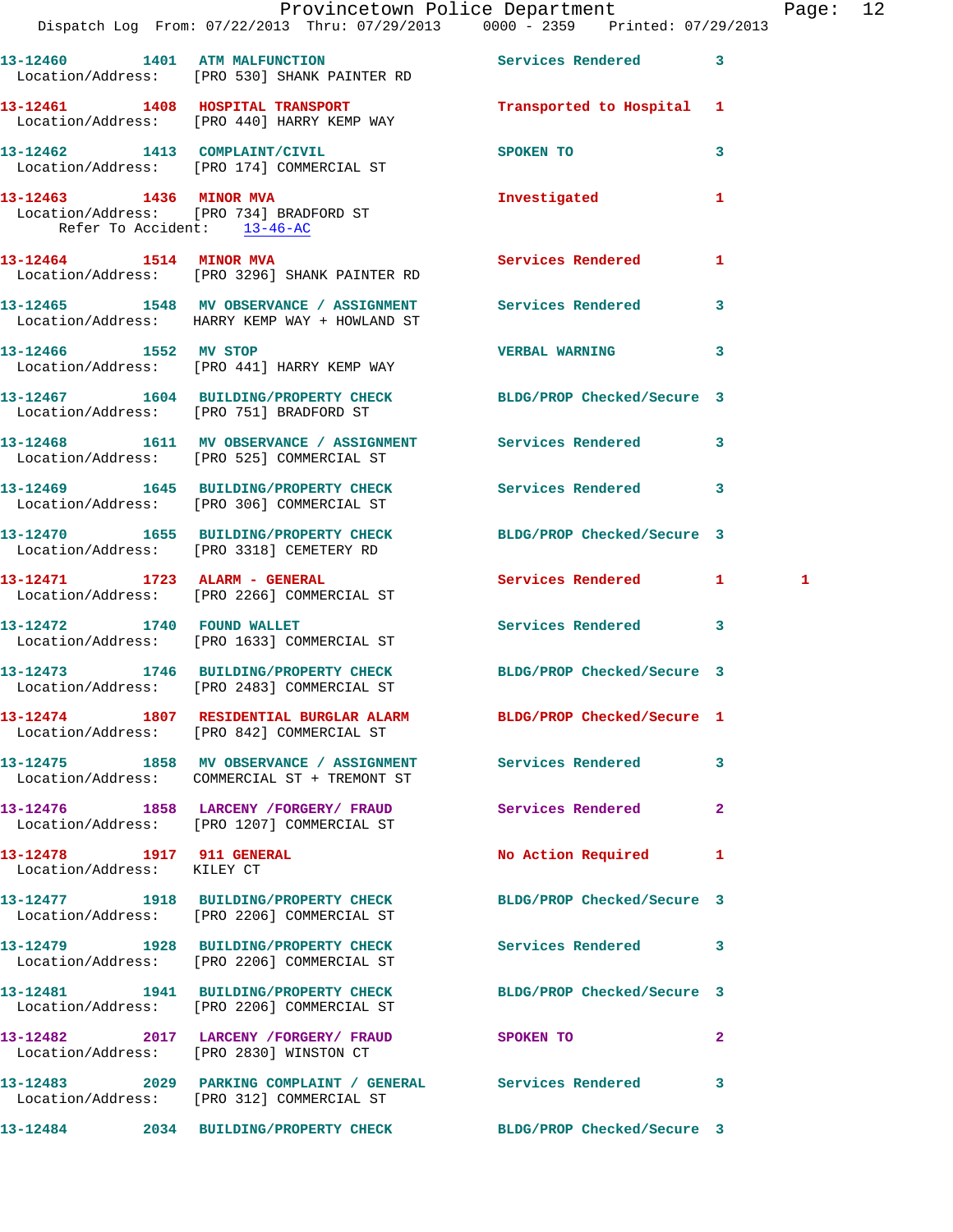13-12460 1401 ATM MALFUNCTION Services Rendered 3
Location/Address: [PRO 530] SHANK PAINTER RD

13-12461 1408 HOSPITAL TRANSPORT Transported to Hospital 1
Location/Address: [PRO 440] HARRY KEMP WAY

13-12462 1413 COMPLAINT/CIVIL SPOKEN TO 3
Location/Address: [PRO 174] COMMERCIAL ST

13-12463 1436 MINOR MVA Investigated 1
Location/Address: [PRO 734] BRADFORD ST
Refer To Accident: 13-46-AC

13-12464 1514 MINOR MVA Services Rendered 1
Location/Address: [PRO 3296] SHANK PAINTER RD

13-12465 1548 MV OBSERVANCE / ASSIGNMENT Services Rendered 3
Location/Address: HARRY KEMP WAY + HOWLAND ST

13-12466 1552 MV STOP VERBAL WARNING 3
Location/Address: [PRO 441] HARRY KEMP WAY

13-12467 1604 BUILDING/PROPERTY CHECK BLDG/PROP Checked/Secure 3
Location/Address: [PRO 751] BRADFORD ST

13-12468 1611 MV OBSERVANCE / ASSIGNMENT Services Rendered 3
Location/Address: [PRO 525] COMMERCIAL ST

13-12469 1645 BUILDING/PROPERTY CHECK Services Rendered 3
Location/Address: [PRO 306] COMMERCIAL ST

13-12470 1655 BUILDING/PROPERTY CHECK BLDG/PROP Checked/Secure 3
Location/Address: [PRO 3318] CEMETERY RD

13-12471 1723 ALARM - GENERAL Services Rendered 1 1
Location/Address: [PRO 2266] COMMERCIAL ST

13-12472 1740 FOUND WALLET Services Rendered 3
Location/Address: [PRO 1633] COMMERCIAL ST

13-12473 1746 BUILDING/PROPERTY CHECK BLDG/PROP Checked/Secure 3
Location/Address: [PRO 2483] COMMERCIAL ST

13-12474 1807 RESIDENTIAL BURGLAR ALARM BLDG/PROP Checked/Secure 1
Location/Address: [PRO 842] COMMERCIAL ST

13-12475 1858 MV OBSERVANCE / ASSIGNMENT Services Rendered 3
Location/Address: COMMERCIAL ST + TREMONT ST

13-12476 1858 LARCENY /FORGERY/ FRAUD Services Rendered 2
Location/Address: [PRO 1207] COMMERCIAL ST

13-12478 1917 911 GENERAL No Action Required 1
Location/Address: KILEY CT

13-12477 1918 BUILDING/PROPERTY CHECK BLDG/PROP Checked/Secure 3
Location/Address: [PRO 2206] COMMERCIAL ST

13-12479 1928 BUILDING/PROPERTY CHECK Services Rendered 3
Location/Address: [PRO 2206] COMMERCIAL ST

13-12481 1941 BUILDING/PROPERTY CHECK BLDG/PROP Checked/Secure 3
Location/Address: [PRO 2206] COMMERCIAL ST

13-12482 2017 LARCENY /FORGERY/ FRAUD SPOKEN TO 2
Location/Address: [PRO 2830] WINSTON CT

13-12483 2029 PARKING COMPLAINT / GENERAL Services Rendered 3
Location/Address: [PRO 312] COMMERCIAL ST

13-12484 2034 BUILDING/PROPERTY CHECK BLDG/PROP Checked/Secure 3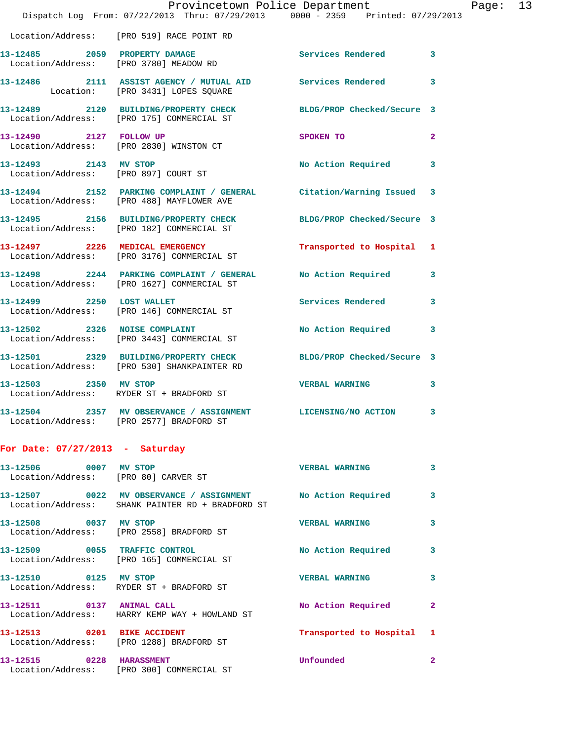Location/Address: [PRO 519] RACE POINT RD

**13-12485 2059 PROPERTY DAMAGE** Services Rendered 3
Location/Address: [PRO 3780] MEADOW RD

**13-12486 2111 ASSIST AGENCY / MUTUAL AID** Services Rendered 3
Location: [PRO 3431] LOPES SQUARE

**13-12489 2120 BUILDING/PROPERTY CHECK** BLDG/PROP Checked/Secure 3
Location/Address: [PRO 175] COMMERCIAL ST

**13-12490 2127 FOLLOW UP** SPOKEN TO 2
Location/Address: [PRO 2830] WINSTON CT

**13-12493 2143 MV STOP** No Action Required 3
Location/Address: [PRO 897] COURT ST

**13-12494 2152 PARKING COMPLAINT / GENERAL** Citation/Warning Issued 3
Location/Address: [PRO 488] MAYFLOWER AVE

**13-12495 2156 BUILDING/PROPERTY CHECK** BLDG/PROP Checked/Secure 3
Location/Address: [PRO 182] COMMERCIAL ST

**13-12497 2226 MEDICAL EMERGENCY** Transported to Hospital 1
Location/Address: [PRO 3176] COMMERCIAL ST

**13-12498 2244 PARKING COMPLAINT / GENERAL** No Action Required 3
Location/Address: [PRO 1627] COMMERCIAL ST

**13-12499 2250 LOST WALLET** Services Rendered 3
Location/Address: [PRO 146] COMMERCIAL ST

**13-12502 2326 NOISE COMPLAINT** No Action Required 3
Location/Address: [PRO 3443] COMMERCIAL ST

**13-12501 2329 BUILDING/PROPERTY CHECK** BLDG/PROP Checked/Secure 3
Location/Address: [PRO 530] SHANKPAINTER RD

**13-12503 2350 MV STOP** VERBAL WARNING 3
Location/Address: RYDER ST + BRADFORD ST

**13-12504 2357 MV OBSERVANCE / ASSIGNMENT** LICENSING/NO ACTION 3
Location/Address: [PRO 2577] BRADFORD ST

## For Date: 07/27/2013 - Saturday

**13-12506 0007 MV STOP** VERBAL WARNING 3
Location/Address: [PRO 80] CARVER ST

**13-12507 0022 MV OBSERVANCE / ASSIGNMENT** No Action Required 3
Location/Address: SHANK PAINTER RD + BRADFORD ST

**13-12508 0037 MV STOP** VERBAL WARNING 3
Location/Address: [PRO 2558] BRADFORD ST

**13-12509 0055 TRAFFIC CONTROL** No Action Required 3
Location/Address: [PRO 165] COMMERCIAL ST

**13-12510 0125 MV STOP** VERBAL WARNING 3
Location/Address: RYDER ST + BRADFORD ST

**13-12511 0137 ANIMAL CALL** No Action Required 2
Location/Address: HARRY KEMP WAY + HOWLAND ST

**13-12513 0201 BIKE ACCIDENT** Transported to Hospital 1
Location/Address: [PRO 1288] BRADFORD ST

**13-12515 0228 HARASSMENT** Unfounded 2
Location/Address: [PRO 300] COMMERCIAL ST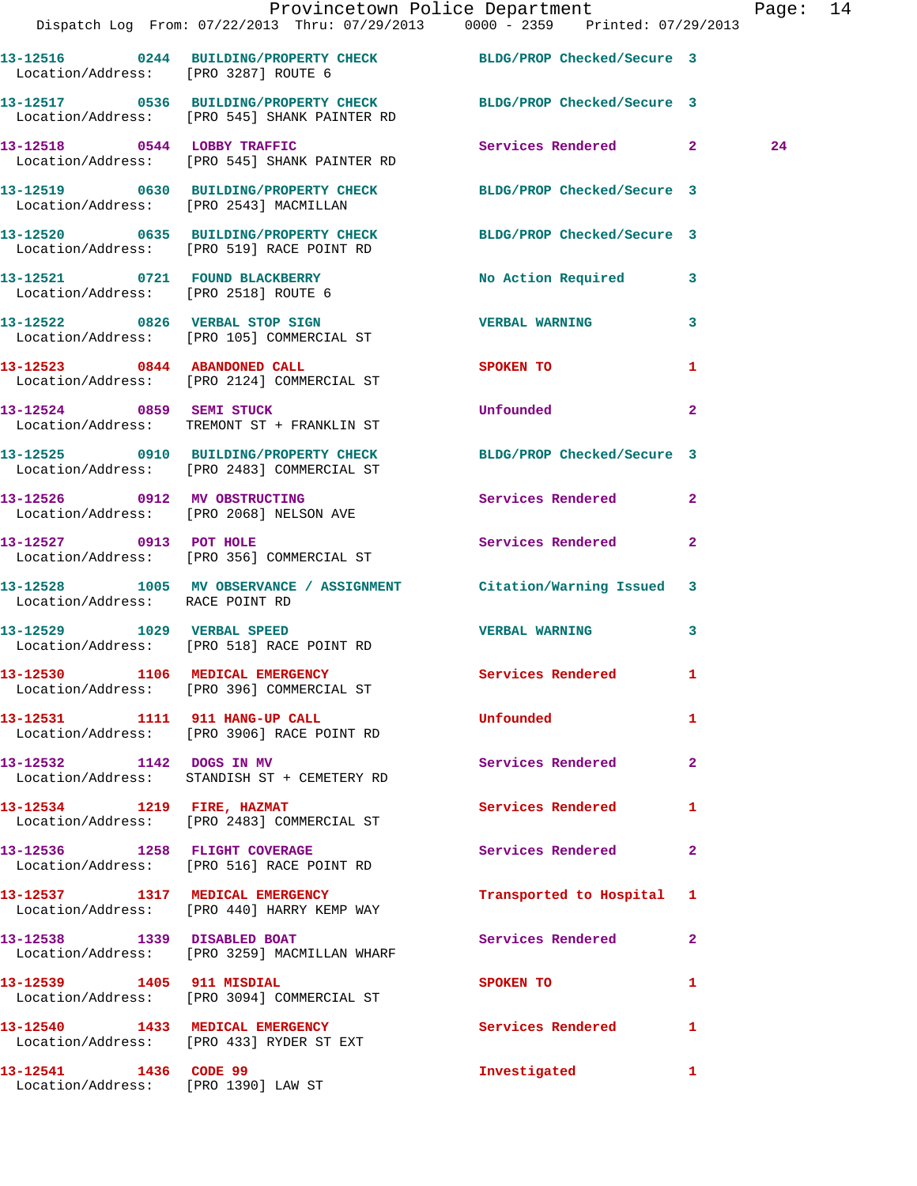| Call No. | Time | Call Reason | Action | Priority | |
|---|---|---|---|---|---|
| 13-12516 | 0244 | BUILDING/PROPERTY CHECK | BLDG/PROP Checked/Secure | 3 | |
| Location/Address: | | [PRO 3287] ROUTE 6 | | | |
| 13-12517 | 0536 | BUILDING/PROPERTY CHECK | BLDG/PROP Checked/Secure | 3 | |
| Location/Address: | | [PRO 545] SHANK PAINTER RD | | | |
| 13-12518 | 0544 | LOBBY TRAFFIC | Services Rendered | 2 | 24 |
| Location/Address: | | [PRO 545] SHANK PAINTER RD | | | |
| 13-12519 | 0630 | BUILDING/PROPERTY CHECK | BLDG/PROP Checked/Secure | 3 | |
| Location/Address: | | [PRO 2543] MACMILLAN | | | |
| 13-12520 | 0635 | BUILDING/PROPERTY CHECK | BLDG/PROP Checked/Secure | 3 | |
| Location/Address: | | [PRO 519] RACE POINT RD | | | |
| 13-12521 | 0721 | FOUND BLACKBERRY | No Action Required | 3 | |
| Location/Address: | | [PRO 2518] ROUTE 6 | | | |
| 13-12522 | 0826 | VERBAL STOP SIGN | VERBAL WARNING | 3 | |
| Location/Address: | | [PRO 105] COMMERCIAL ST | | | |
| 13-12523 | 0844 | ABANDONED CALL | SPOKEN TO | 1 | |
| Location/Address: | | [PRO 2124] COMMERCIAL ST | | | |
| 13-12524 | 0859 | SEMI STUCK | Unfounded | 2 | |
| Location/Address: | | TREMONT ST + FRANKLIN ST | | | |
| 13-12525 | 0910 | BUILDING/PROPERTY CHECK | BLDG/PROP Checked/Secure | 3 | |
| Location/Address: | | [PRO 2483] COMMERCIAL ST | | | |
| 13-12526 | 0912 | MV OBSTRUCTING | Services Rendered | 2 | |
| Location/Address: | | [PRO 2068] NELSON AVE | | | |
| 13-12527 | 0913 | POT HOLE | Services Rendered | 2 | |
| Location/Address: | | [PRO 356] COMMERCIAL ST | | | |
| 13-12528 | 1005 | MV OBSERVANCE / ASSIGNMENT | Citation/Warning Issued | 3 | |
| Location/Address: | | RACE POINT RD | | | |
| 13-12529 | 1029 | VERBAL SPEED | VERBAL WARNING | 3 | |
| Location/Address: | | [PRO 518] RACE POINT RD | | | |
| 13-12530 | 1106 | MEDICAL EMERGENCY | Services Rendered | 1 | |
| Location/Address: | | [PRO 396] COMMERCIAL ST | | | |
| 13-12531 | 1111 | 911 HANG-UP CALL | Unfounded | 1 | |
| Location/Address: | | [PRO 3906] RACE POINT RD | | | |
| 13-12532 | 1142 | DOGS IN MV | Services Rendered | 2 | |
| Location/Address: | | STANDISH ST + CEMETERY RD | | | |
| 13-12534 | 1219 | FIRE, HAZMAT | Services Rendered | 1 | |
| Location/Address: | | [PRO 2483] COMMERCIAL ST | | | |
| 13-12536 | 1258 | FLIGHT COVERAGE | Services Rendered | 2 | |
| Location/Address: | | [PRO 516] RACE POINT RD | | | |
| 13-12537 | 1317 | MEDICAL EMERGENCY | Transported to Hospital | 1 | |
| Location/Address: | | [PRO 440] HARRY KEMP WAY | | | |
| 13-12538 | 1339 | DISABLED BOAT | Services Rendered | 2 | |
| Location/Address: | | [PRO 3259] MACMILLAN WHARF | | | |
| 13-12539 | 1405 | 911 MISDIAL | SPOKEN TO | 1 | |
| Location/Address: | | [PRO 3094] COMMERCIAL ST | | | |
| 13-12540 | 1433 | MEDICAL EMERGENCY | Services Rendered | 1 | |
| Location/Address: | | [PRO 433] RYDER ST EXT | | | |
| 13-12541 | 1436 | CODE 99 | Investigated | 1 | |
| Location/Address: | | [PRO 1390] LAW ST | | | |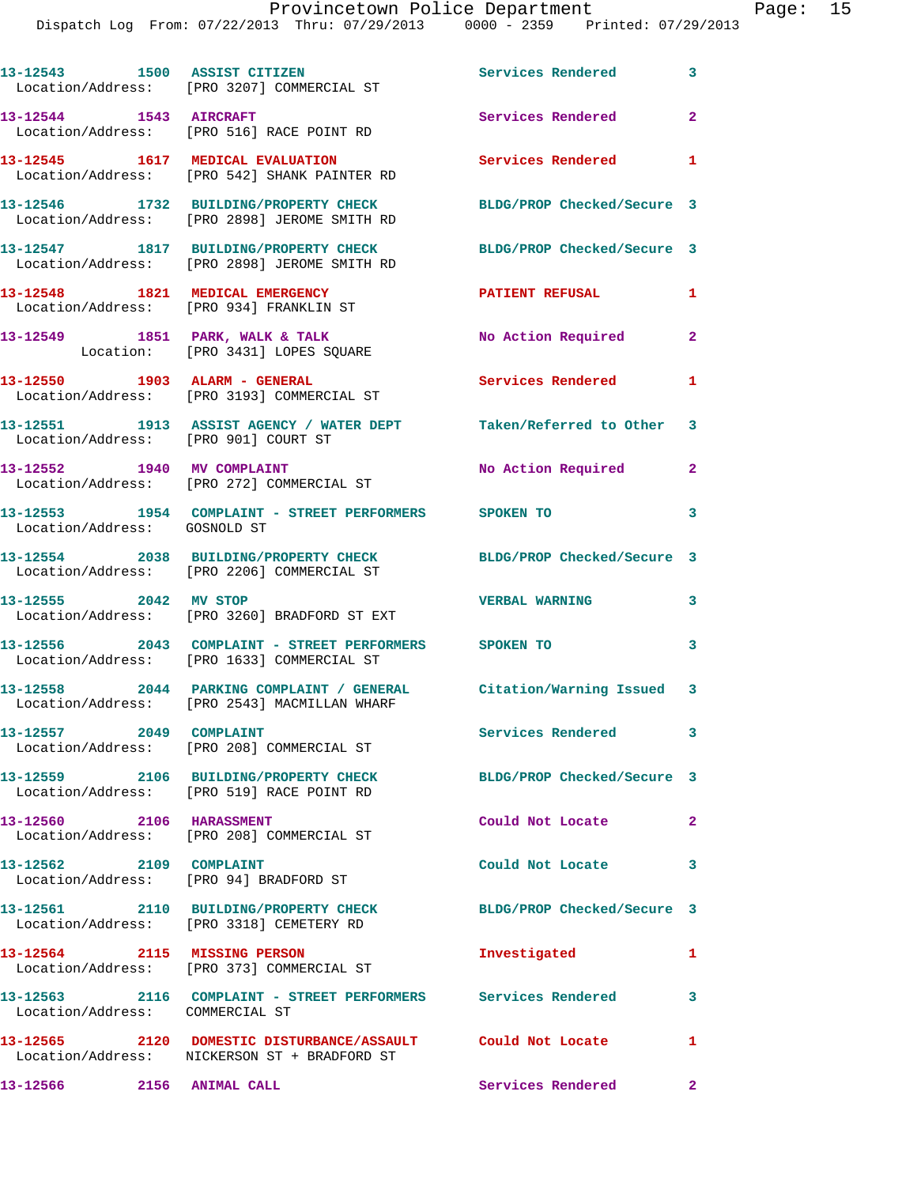13-12543 1500 ASSIST CITIZEN Services Rendered 3
Location/Address: [PRO 3207] COMMERCIAL ST

13-12544 1543 AIRCRAFT Services Rendered 2
Location/Address: [PRO 516] RACE POINT RD

13-12545 1617 MEDICAL EVALUATION Services Rendered 1
Location/Address: [PRO 542] SHANK PAINTER RD

13-12546 1732 BUILDING/PROPERTY CHECK BLDG/PROP Checked/Secure 3
Location/Address: [PRO 2898] JEROME SMITH RD

13-12547 1817 BUILDING/PROPERTY CHECK BLDG/PROP Checked/Secure 3
Location/Address: [PRO 2898] JEROME SMITH RD

13-12548 1821 MEDICAL EMERGENCY PATIENT REFUSAL 1
Location/Address: [PRO 934] FRANKLIN ST

13-12549 1851 PARK, WALK & TALK No Action Required 2
Location: [PRO 3431] LOPES SQUARE

13-12550 1903 ALARM - GENERAL Services Rendered 1
Location/Address: [PRO 3193] COMMERCIAL ST

13-12551 1913 ASSIST AGENCY / WATER DEPT Taken/Referred to Other 3
Location/Address: [PRO 901] COURT ST

13-12552 1940 MV COMPLAINT No Action Required 2
Location/Address: [PRO 272] COMMERCIAL ST

13-12553 1954 COMPLAINT - STREET PERFORMERS SPOKEN TO 3
Location/Address: GOSNOLD ST

13-12554 2038 BUILDING/PROPERTY CHECK BLDG/PROP Checked/Secure 3
Location/Address: [PRO 2206] COMMERCIAL ST

13-12555 2042 MV STOP VERBAL WARNING 3
Location/Address: [PRO 3260] BRADFORD ST EXT

13-12556 2043 COMPLAINT - STREET PERFORMERS SPOKEN TO 3
Location/Address: [PRO 1633] COMMERCIAL ST

13-12558 2044 PARKING COMPLAINT / GENERAL Citation/Warning Issued 3
Location/Address: [PRO 2543] MACMILLAN WHARF

13-12557 2049 COMPLAINT Services Rendered 3
Location/Address: [PRO 208] COMMERCIAL ST

13-12559 2106 BUILDING/PROPERTY CHECK BLDG/PROP Checked/Secure 3
Location/Address: [PRO 519] RACE POINT RD

13-12560 2106 HARASSMENT Could Not Locate 2
Location/Address: [PRO 208] COMMERCIAL ST

13-12562 2109 COMPLAINT Could Not Locate 3
Location/Address: [PRO 94] BRADFORD ST

13-12561 2110 BUILDING/PROPERTY CHECK BLDG/PROP Checked/Secure 3
Location/Address: [PRO 3318] CEMETERY RD

13-12564 2115 MISSING PERSON Investigated 1
Location/Address: [PRO 373] COMMERCIAL ST

13-12563 2116 COMPLAINT - STREET PERFORMERS Services Rendered 3
Location/Address: COMMERCIAL ST

13-12565 2120 DOMESTIC DISTURBANCE/ASSAULT Could Not Locate 1
Location/Address: NICKERSON ST + BRADFORD ST

13-12566 2156 ANIMAL CALL Services Rendered 2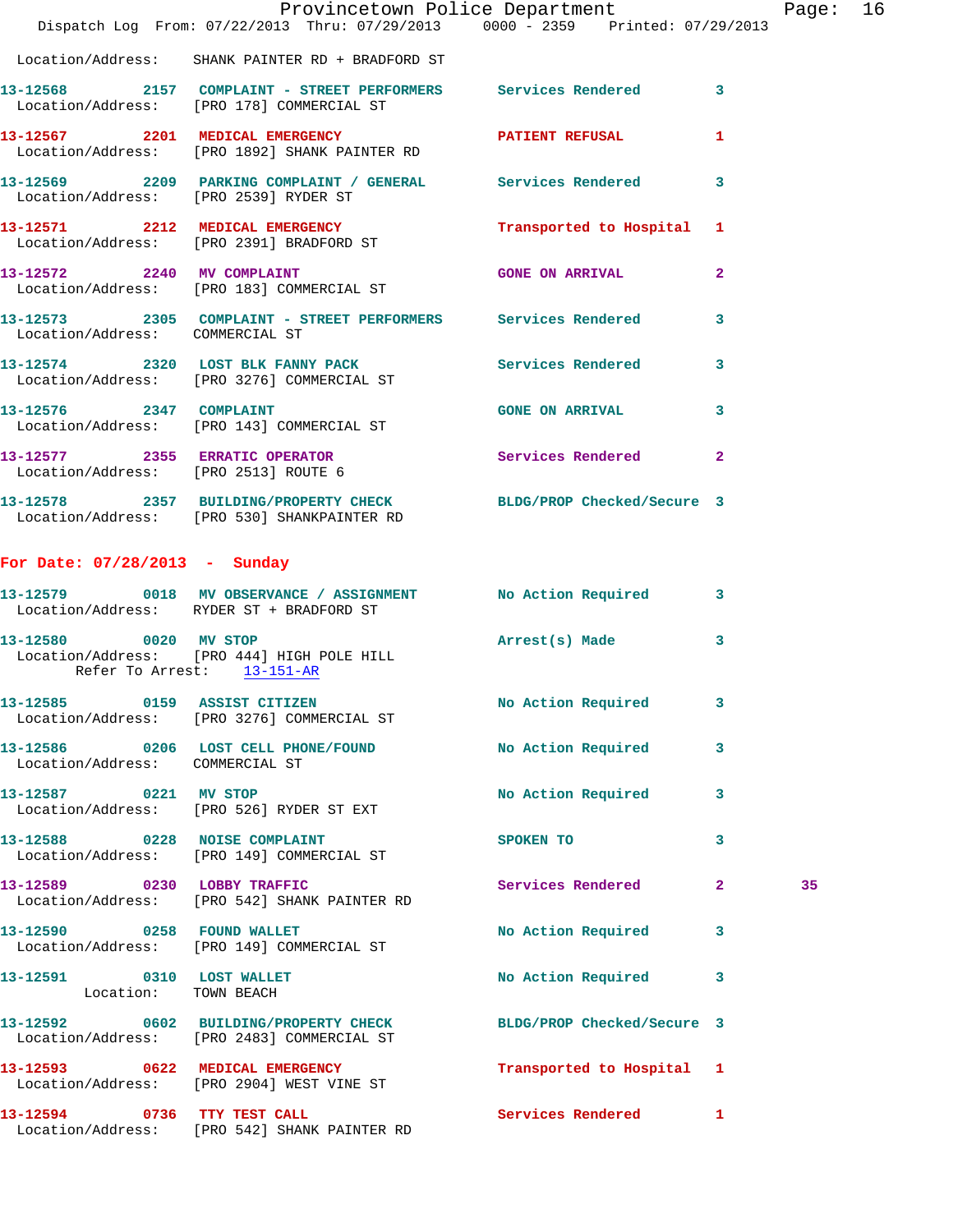Location/Address: SHANK PAINTER RD + BRADFORD ST

**13-12568** 2157 COMPLAINT - STREET PERFORMERS Services Rendered 3
Location/Address: [PRO 178] COMMERCIAL ST

**13-12567** 2201 MEDICAL EMERGENCY PATIENT REFUSAL 1
Location/Address: [PRO 1892] SHANK PAINTER RD

**13-12569** 2209 PARKING COMPLAINT / GENERAL Services Rendered 3
Location/Address: [PRO 2539] RYDER ST

**13-12571** 2212 MEDICAL EMERGENCY Transported to Hospital 1
Location/Address: [PRO 2391] BRADFORD ST

**13-12572** 2240 MV COMPLAINT GONE ON ARRIVAL 2
Location/Address: [PRO 183] COMMERCIAL ST

**13-12573** 2305 COMPLAINT - STREET PERFORMERS Services Rendered 3
Location/Address: COMMERCIAL ST

**13-12574** 2320 LOST BLK FANNY PACK Services Rendered 3
Location/Address: [PRO 3276] COMMERCIAL ST

**13-12576** 2347 COMPLAINT GONE ON ARRIVAL 3
Location/Address: [PRO 143] COMMERCIAL ST

**13-12577** 2355 ERRATIC OPERATOR Services Rendered 2
Location/Address: [PRO 2513] ROUTE 6

**13-12578** 2357 BUILDING/PROPERTY CHECK BLDG/PROP Checked/Secure 3
Location/Address: [PRO 530] SHANKPAINTER RD

## For Date: 07/28/2013 - Sunday

**13-12579** 0018 MV OBSERVANCE / ASSIGNMENT No Action Required 3
Location/Address: RYDER ST + BRADFORD ST

**13-12580** 0020 MV STOP Arrest(s) Made 3
Location/Address: [PRO 444] HIGH POLE HILL
Refer To Arrest: 13-151-AR

**13-12585** 0159 ASSIST CITIZEN No Action Required 3
Location/Address: [PRO 3276] COMMERCIAL ST

**13-12586** 0206 LOST CELL PHONE/FOUND No Action Required 3
Location/Address: COMMERCIAL ST

**13-12587** 0221 MV STOP No Action Required 3
Location/Address: [PRO 526] RYDER ST EXT

**13-12588** 0228 NOISE COMPLAINT SPOKEN TO 3
Location/Address: [PRO 149] COMMERCIAL ST

**13-12589** 0230 LOBBY TRAFFIC Services Rendered 2 35
Location/Address: [PRO 542] SHANK PAINTER RD

**13-12590** 0258 FOUND WALLET No Action Required 3
Location/Address: [PRO 149] COMMERCIAL ST

**13-12591** 0310 LOST WALLET No Action Required 3
Location: TOWN BEACH

**13-12592** 0602 BUILDING/PROPERTY CHECK BLDG/PROP Checked/Secure 3
Location/Address: [PRO 2483] COMMERCIAL ST

**13-12593** 0622 MEDICAL EMERGENCY Transported to Hospital 1
Location/Address: [PRO 2904] WEST VINE ST

**13-12594** 0736 TTY TEST CALL Services Rendered 1
Location/Address: [PRO 542] SHANK PAINTER RD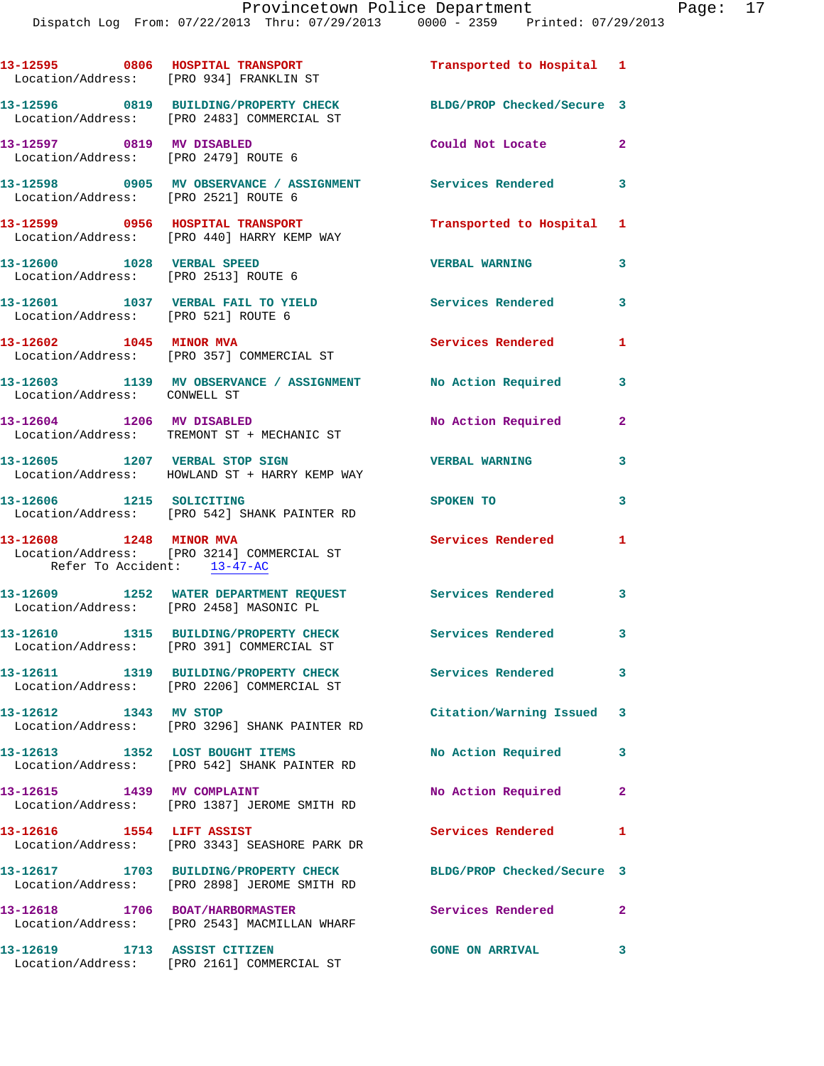13-12595 0806 HOSPITAL TRANSPORT Transported to Hospital 1
Location/Address: [PRO 934] FRANKLIN ST

13-12596 0819 BUILDING/PROPERTY CHECK BLDG/PROP Checked/Secure 3
Location/Address: [PRO 2483] COMMERCIAL ST

13-12597 0819 MV DISABLED Could Not Locate 2
Location/Address: [PRO 2479] ROUTE 6

13-12598 0905 MV OBSERVANCE / ASSIGNMENT Services Rendered 3
Location/Address: [PRO 2521] ROUTE 6

13-12599 0956 HOSPITAL TRANSPORT Transported to Hospital 1
Location/Address: [PRO 440] HARRY KEMP WAY

13-12600 1028 VERBAL SPEED VERBAL WARNING 3
Location/Address: [PRO 2513] ROUTE 6

13-12601 1037 VERBAL FAIL TO YIELD Services Rendered 3
Location/Address: [PRO 521] ROUTE 6

13-12602 1045 MINOR MVA Services Rendered 1
Location/Address: [PRO 357] COMMERCIAL ST

13-12603 1139 MV OBSERVANCE / ASSIGNMENT No Action Required 3
Location/Address: CONWELL ST

13-12604 1206 MV DISABLED No Action Required 2
Location/Address: TREMONT ST + MECHANIC ST

13-12605 1207 VERBAL STOP SIGN VERBAL WARNING 3
Location/Address: HOWLAND ST + HARRY KEMP WAY

13-12606 1215 SOLICITING SPOKEN TO 3
Location/Address: [PRO 542] SHANK PAINTER RD

13-12608 1248 MINOR MVA Services Rendered 1
Location/Address: [PRO 3214] COMMERCIAL ST
Refer To Accident: 13-47-AC

13-12609 1252 WATER DEPARTMENT REQUEST Services Rendered 3
Location/Address: [PRO 2458] MASONIC PL

13-12610 1315 BUILDING/PROPERTY CHECK Services Rendered 3
Location/Address: [PRO 391] COMMERCIAL ST

13-12611 1319 BUILDING/PROPERTY CHECK Services Rendered 3
Location/Address: [PRO 2206] COMMERCIAL ST

13-12612 1343 MV STOP Citation/Warning Issued 3
Location/Address: [PRO 3296] SHANK PAINTER RD

13-12613 1352 LOST BOUGHT ITEMS No Action Required 3
Location/Address: [PRO 542] SHANK PAINTER RD

13-12615 1439 MV COMPLAINT No Action Required 2
Location/Address: [PRO 1387] JEROME SMITH RD

13-12616 1554 LIFT ASSIST Services Rendered 1
Location/Address: [PRO 3343] SEASHORE PARK DR

13-12617 1703 BUILDING/PROPERTY CHECK BLDG/PROP Checked/Secure 3
Location/Address: [PRO 2898] JEROME SMITH RD

13-12618 1706 BOAT/HARBORMASTER Services Rendered 2
Location/Address: [PRO 2543] MACMILLAN WHARF

13-12619 1713 ASSIST CITIZEN GONE ON ARRIVAL 3
Location/Address: [PRO 2161] COMMERCIAL ST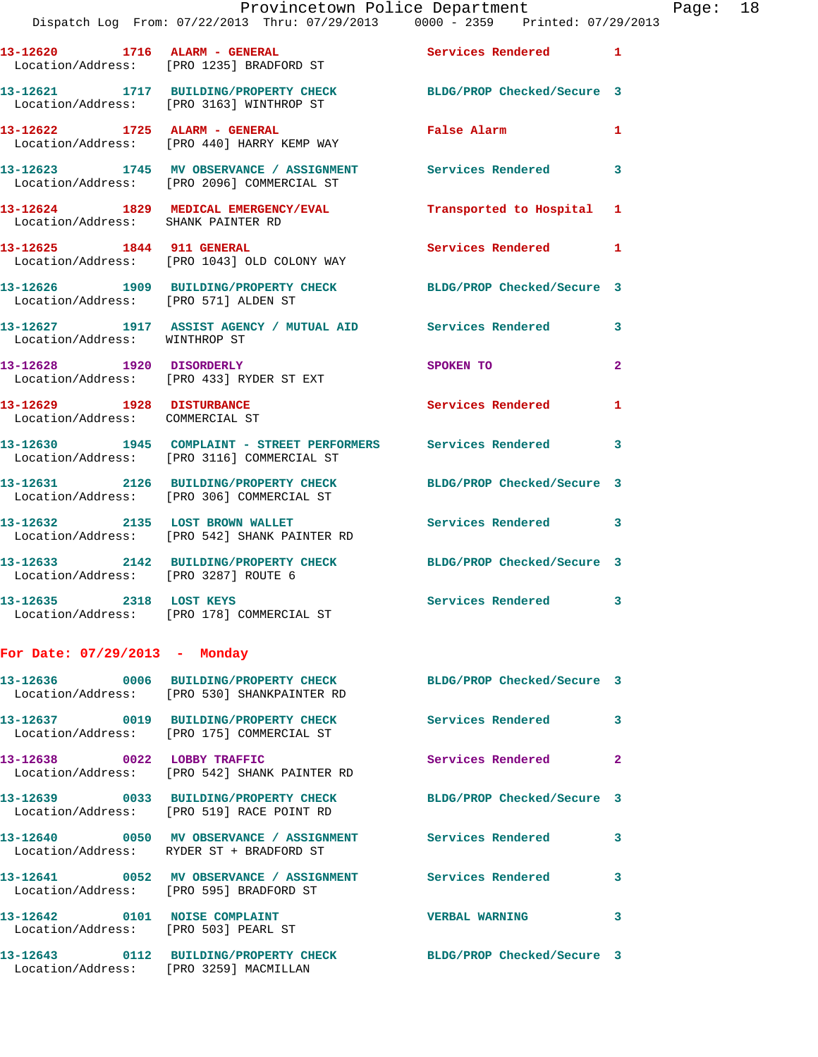13-12620 1716 ALARM - GENERAL Services Rendered 1
Location/Address: [PRO 1235] BRADFORD ST

13-12621 1717 BUILDING/PROPERTY CHECK BLDG/PROP Checked/Secure 3
Location/Address: [PRO 3163] WINTHROP ST

13-12622 1725 ALARM - GENERAL False Alarm 1
Location/Address: [PRO 440] HARRY KEMP WAY

13-12623 1745 MV OBSERVANCE / ASSIGNMENT Services Rendered 3
Location/Address: [PRO 2096] COMMERCIAL ST

13-12624 1829 MEDICAL EMERGENCY/EVAL Transported to Hospital 1
Location/Address: SHANK PAINTER RD

13-12625 1844 911 GENERAL Services Rendered 1
Location/Address: [PRO 1043] OLD COLONY WAY

13-12626 1909 BUILDING/PROPERTY CHECK BLDG/PROP Checked/Secure 3
Location/Address: [PRO 571] ALDEN ST

13-12627 1917 ASSIST AGENCY / MUTUAL AID Services Rendered 3
Location/Address: WINTHROP ST

13-12628 1920 DISORDERLY SPOKEN TO 2
Location/Address: [PRO 433] RYDER ST EXT

13-12629 1928 DISTURBANCE Services Rendered 1
Location/Address: COMMERCIAL ST

13-12630 1945 COMPLAINT - STREET PERFORMERS Services Rendered 3
Location/Address: [PRO 3116] COMMERCIAL ST

13-12631 2126 BUILDING/PROPERTY CHECK BLDG/PROP Checked/Secure 3
Location/Address: [PRO 306] COMMERCIAL ST

13-12632 2135 LOST BROWN WALLET Services Rendered 3
Location/Address: [PRO 542] SHANK PAINTER RD

13-12633 2142 BUILDING/PROPERTY CHECK BLDG/PROP Checked/Secure 3
Location/Address: [PRO 3287] ROUTE 6

13-12635 2318 LOST KEYS Services Rendered 3
Location/Address: [PRO 178] COMMERCIAL ST

## For Date: 07/29/2013 - Monday

13-12636 0006 BUILDING/PROPERTY CHECK BLDG/PROP Checked/Secure 3
Location/Address: [PRO 530] SHANKPAINTER RD

13-12637 0019 BUILDING/PROPERTY CHECK Services Rendered 3
Location/Address: [PRO 175] COMMERCIAL ST

13-12638 0022 LOBBY TRAFFIC Services Rendered 2
Location/Address: [PRO 542] SHANK PAINTER RD

13-12639 0033 BUILDING/PROPERTY CHECK BLDG/PROP Checked/Secure 3
Location/Address: [PRO 519] RACE POINT RD

13-12640 0050 MV OBSERVANCE / ASSIGNMENT Services Rendered 3
Location/Address: RYDER ST + BRADFORD ST

13-12641 0052 MV OBSERVANCE / ASSIGNMENT Services Rendered 3
Location/Address: [PRO 595] BRADFORD ST

13-12642 0101 NOISE COMPLAINT VERBAL WARNING 3
Location/Address: [PRO 503] PEARL ST

13-12643 0112 BUILDING/PROPERTY CHECK BLDG/PROP Checked/Secure 3
Location/Address: [PRO 3259] MACMILLAN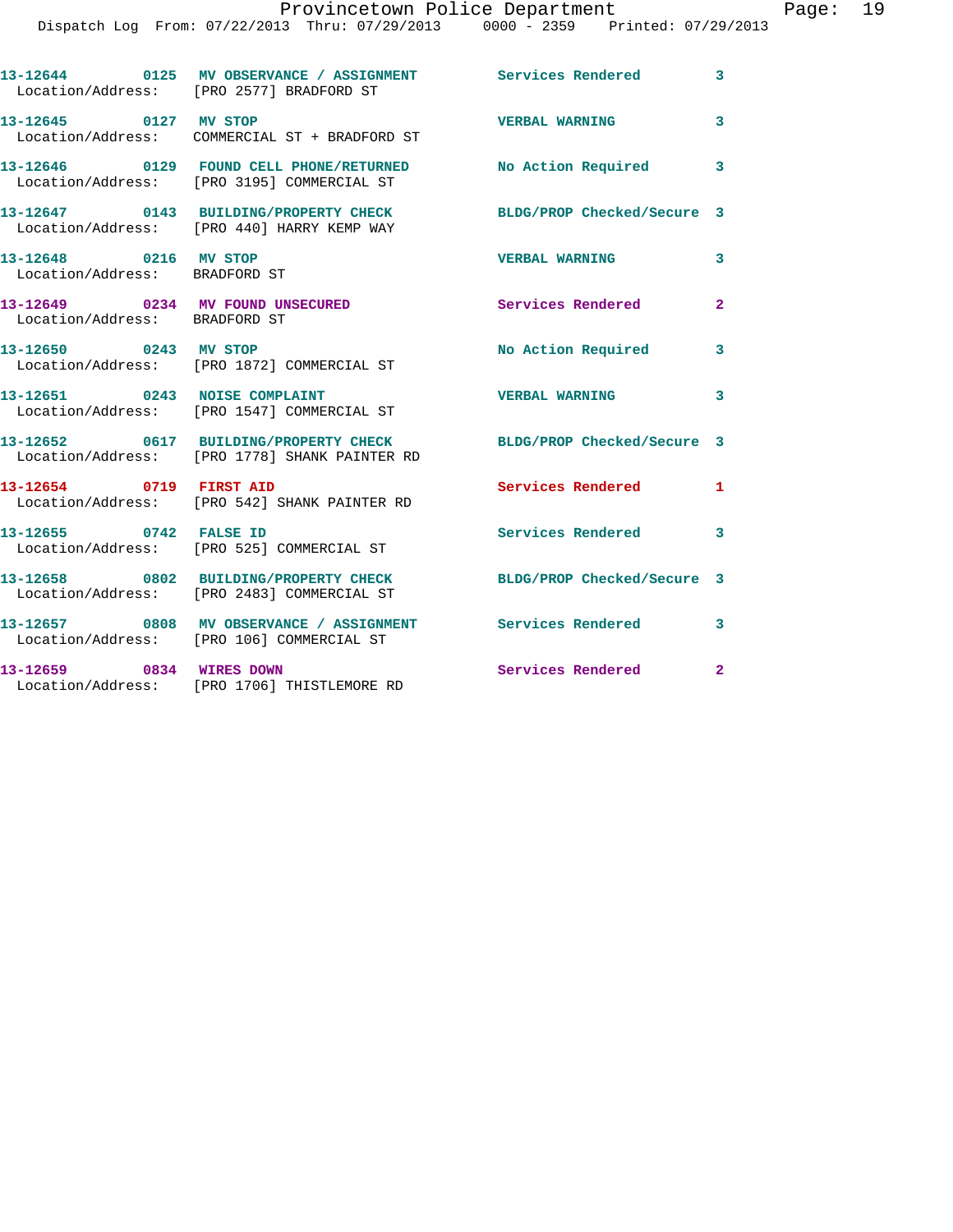| | | | | |
|---|---|---|---|---|
| 13-12644 | 0125 | MV OBSERVANCE / ASSIGNMENT | Services Rendered | 3 |
| Location/Address: | | [PRO 2577] BRADFORD ST | | |
| 13-12645 | 0127 | MV STOP | VERBAL WARNING | 3 |
| Location/Address: | | COMMERCIAL ST + BRADFORD ST | | |
| 13-12646 | 0129 | FOUND CELL PHONE/RETURNED | No Action Required | 3 |
| Location/Address: | | [PRO 3195] COMMERCIAL ST | | |
| 13-12647 | 0143 | BUILDING/PROPERTY CHECK | BLDG/PROP Checked/Secure | 3 |
| Location/Address: | | [PRO 440] HARRY KEMP WAY | | |
| 13-12648 | 0216 | MV STOP | VERBAL WARNING | 3 |
| Location/Address: | | BRADFORD ST | | |
| 13-12649 | 0234 | MV FOUND UNSECURED | Services Rendered | 2 |
| Location/Address: | | BRADFORD ST | | |
| 13-12650 | 0243 | MV STOP | No Action Required | 3 |
| Location/Address: | | [PRO 1872] COMMERCIAL ST | | |
| 13-12651 | 0243 | NOISE COMPLAINT | VERBAL WARNING | 3 |
| Location/Address: | | [PRO 1547] COMMERCIAL ST | | |
| 13-12652 | 0617 | BUILDING/PROPERTY CHECK | BLDG/PROP Checked/Secure | 3 |
| Location/Address: | | [PRO 1778] SHANK PAINTER RD | | |
| 13-12654 | 0719 | FIRST AID | Services Rendered | 1 |
| Location/Address: | | [PRO 542] SHANK PAINTER RD | | |
| 13-12655 | 0742 | FALSE ID | Services Rendered | 3 |
| Location/Address: | | [PRO 525] COMMERCIAL ST | | |
| 13-12658 | 0802 | BUILDING/PROPERTY CHECK | BLDG/PROP Checked/Secure | 3 |
| Location/Address: | | [PRO 2483] COMMERCIAL ST | | |
| 13-12657 | 0808 | MV OBSERVANCE / ASSIGNMENT | Services Rendered | 3 |
| Location/Address: | | [PRO 106] COMMERCIAL ST | | |
| 13-12659 | 0834 | WIRES DOWN | Services Rendered | 2 |
| Location/Address: | | [PRO 1706] THISTLEMORE RD | | |